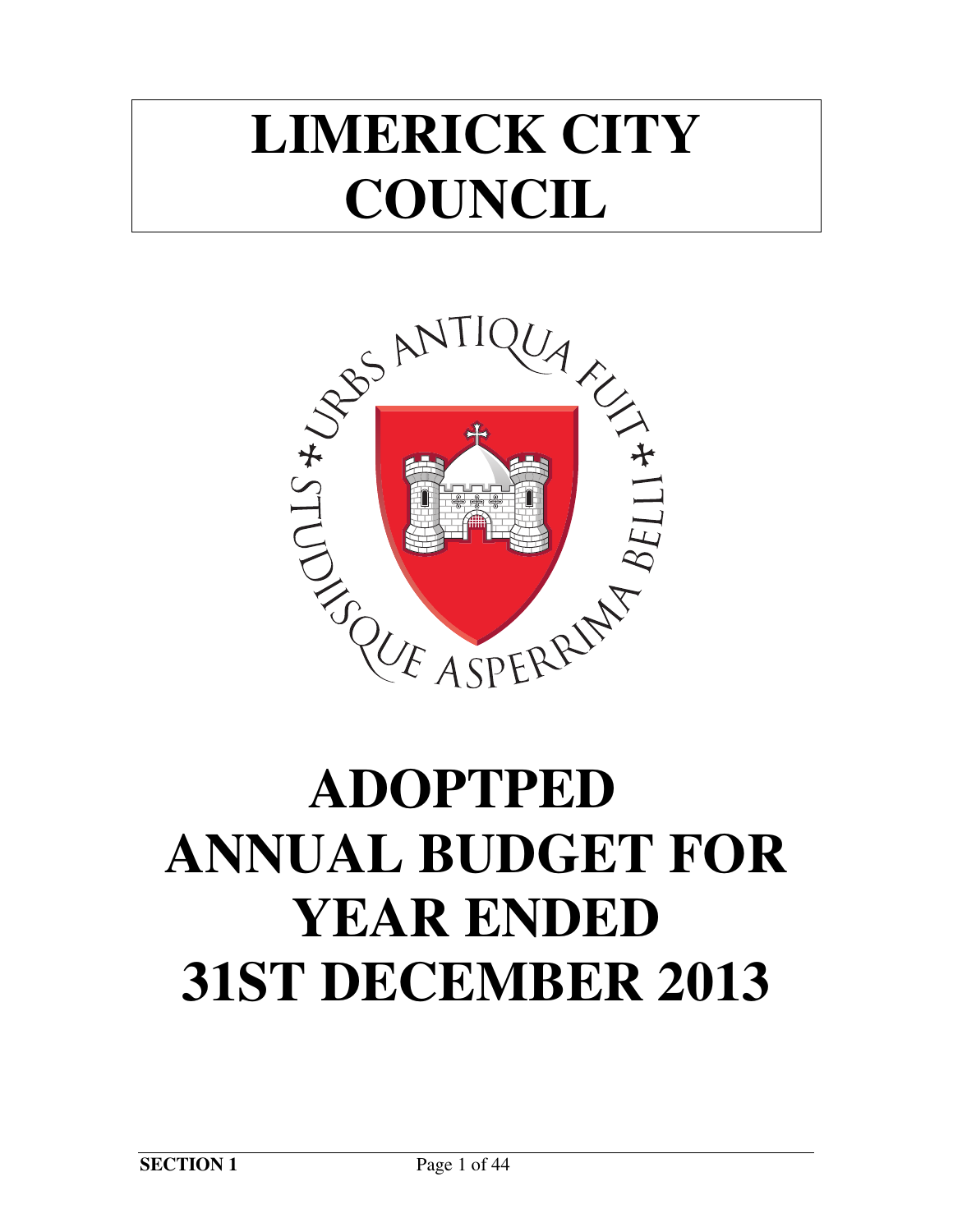# LIMERICK CITY COUNCIL

URBS ANTIQUA FUIT STUDIISQUE ASPERRIMA BELLI

# ADOPTPED ANNUAL BUDGET FOR YEAR ENDED 31ST DECEMBER 2013

**SECTION 1**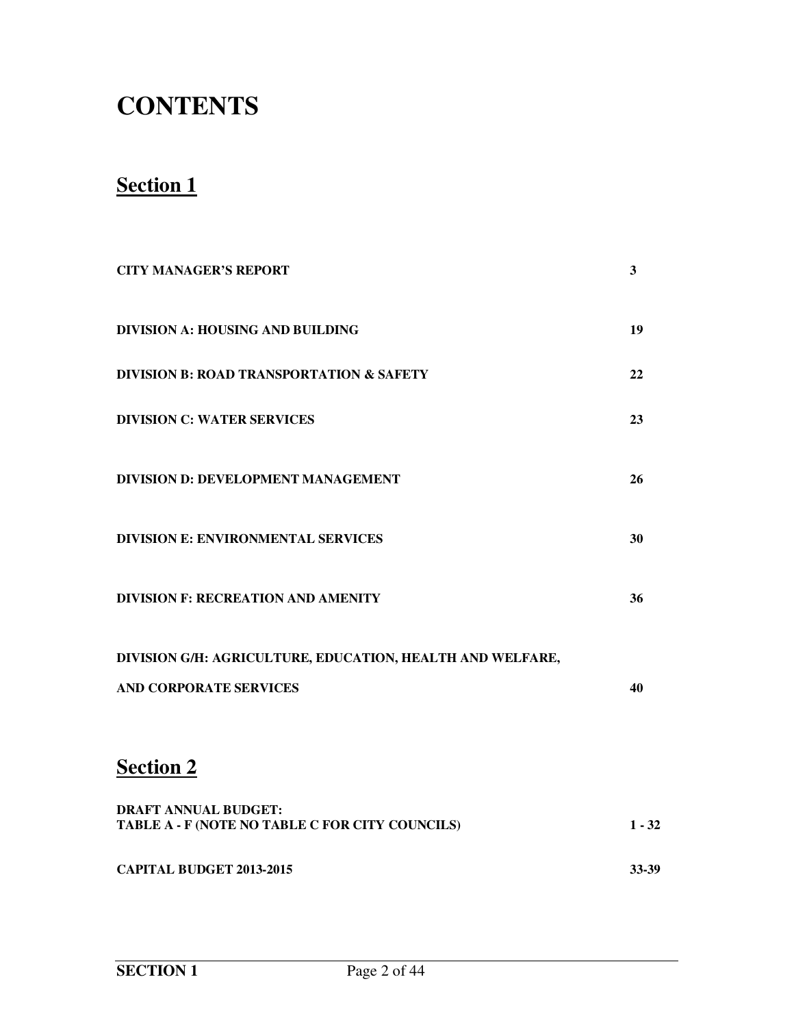# CONTENTS

## Section 1

| | |
|---|---|
| **CITY MANAGER'S REPORT** | **3** |
| **DIVISION A: HOUSING AND BUILDING** | **19** |
| **DIVISION B: ROAD TRANSPORTATION & SAFETY** | **22** |
| **DIVISION C: WATER SERVICES** | **23** |
| **DIVISION D: DEVELOPMENT MANAGEMENT** | **26** |
| **DIVISION E: ENVIRONMENTAL SERVICES** | **30** |
| **DIVISION F: RECREATION AND AMENITY** | **36** |
| **DIVISION G/H: AGRICULTURE, EDUCATION, HEALTH AND WELFARE, AND CORPORATE SERVICES** | **40** |

## Section 2

| | |
|---|---|
| **DRAFT ANNUAL BUDGET: TABLE A - F (NOTE NO TABLE C FOR CITY COUNCILS)** | **1 - 32** |
| **CAPITAL BUDGET 2013-2015** | **33-39** |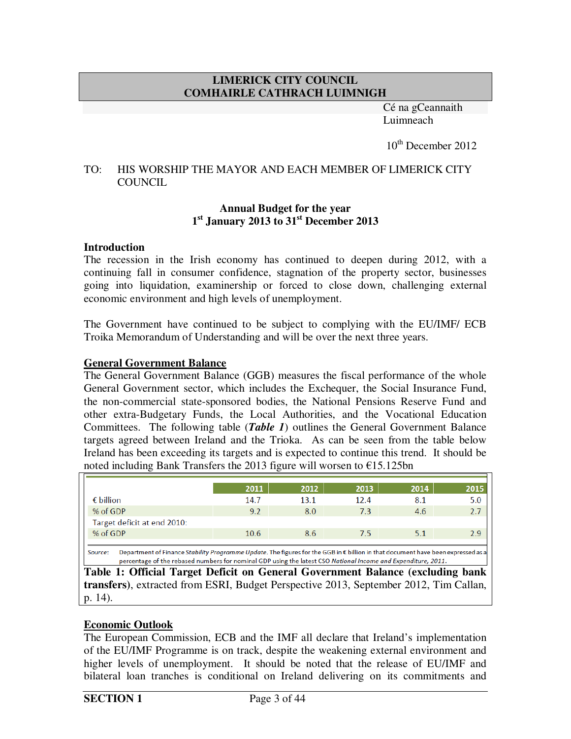**LIMERICK CITY COUNCIL**
**COMHAIRLE CATHRACH LUIMNIGH**

Cé na gCeannaith
Luimneach

10th December 2012

TO: HIS WORSHIP THE MAYOR AND EACH MEMBER OF LIMERICK CITY COUNCIL

**Annual Budget for the year**
**1st January 2013 to 31st December 2013**

**Introduction**

The recession in the Irish economy has continued to deepen during 2012, with a continuing fall in consumer confidence, stagnation of the property sector, businesses going into liquidation, examinership or forced to close down, challenging external economic environment and high levels of unemployment.

The Government have continued to be subject to complying with the EU/IMF/ ECB Troika Memorandum of Understanding and will be over the next three years.

**General Government Balance**

The General Government Balance (GGB) measures the fiscal performance of the whole General Government sector, which includes the Exchequer, the Social Insurance Fund, the non-commercial state-sponsored bodies, the National Pensions Reserve Fund and other extra-Budgetary Funds, the Local Authorities, and the Vocational Education Committees. The following table (***Table 1***) outlines the General Government Balance targets agreed between Ireland and the Troika. As can be seen from the table below Ireland has been exceeding its targets and is expected to continue this trend. It should be noted including Bank Transfers the 2013 figure will worsen to €15.125bn

| | 2011 | 2012 | 2013 | 2014 | 2015 |
|---|---|---|---|---|---|
| € billion | 14.7 | 13.1 | 12.4 | 8.1 | 5.0 |
| % of GDP | 9.2 | 8.0 | 7.3 | 4.6 | 2.7 |
| Target deficit at end 2010: | | | | | |
| % of GDP | 10.6 | 8.6 | 7.5 | 5.1 | 2.9 |

*Source:* Department of Finance *Stability Programme Update*. The figures for the GGB in € billion in that document have been expressed as a percentage of the rebased numbers for nominal GDP using the latest CSO *National Income and Expenditure, 2011*.

**Table 1: Official Target Deficit on General Government Balance (excluding bank transfers)**, extracted from ESRI, Budget Perspective 2013, September 2012, Tim Callan, p. 14).

**Economic Outlook**

The European Commission, ECB and the IMF all declare that Ireland's implementation of the EU/IMF Programme is on track, despite the weakening external environment and higher levels of unemployment. It should be noted that the release of EU/IMF and bilateral loan tranches is conditional on Ireland delivering on its commitments and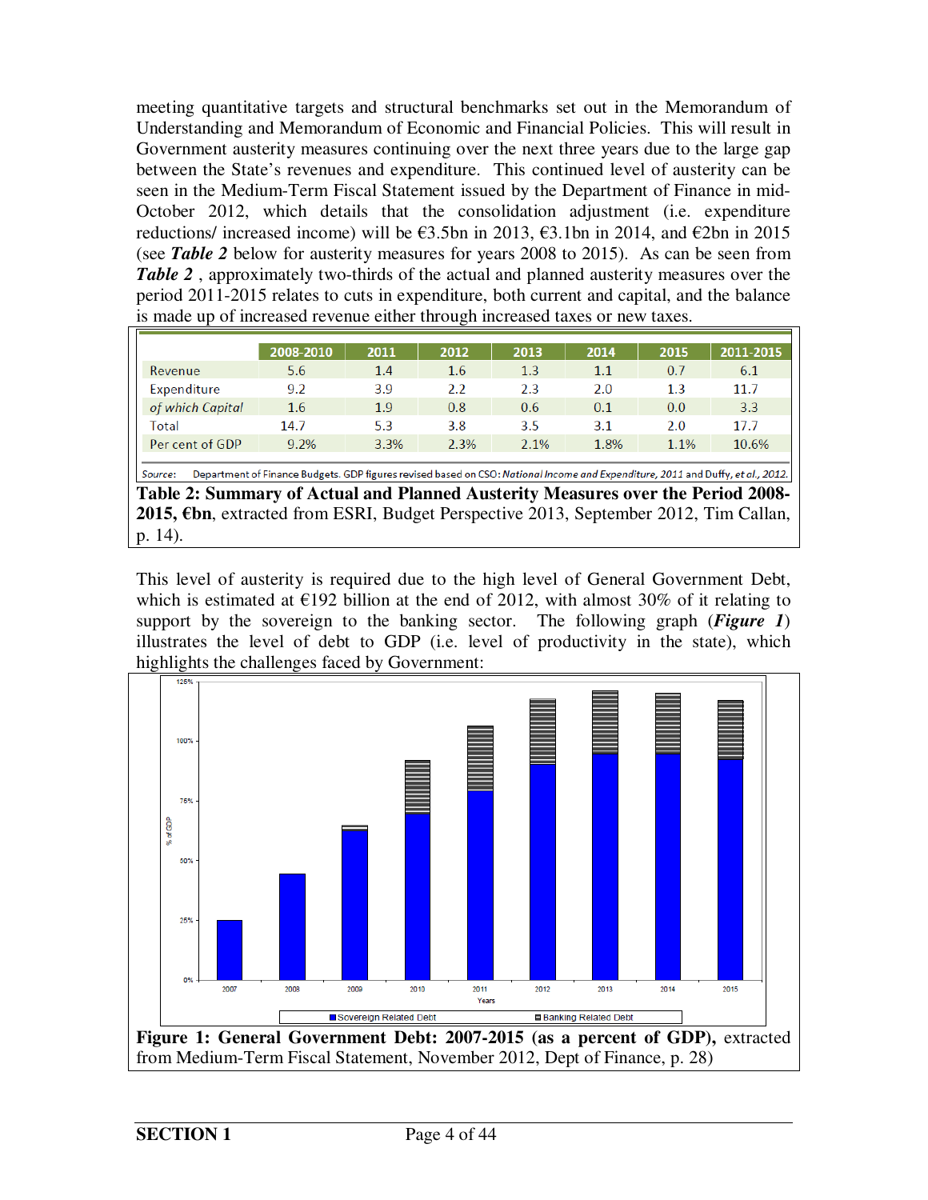meeting quantitative targets and structural benchmarks set out in the Memorandum of Understanding and Memorandum of Economic and Financial Policies. This will result in Government austerity measures continuing over the next three years due to the large gap between the State's revenues and expenditure. This continued level of austerity can be seen in the Medium-Term Fiscal Statement issued by the Department of Finance in mid-October 2012, which details that the consolidation adjustment (i.e. expenditure reductions/ increased income) will be €3.5bn in 2013, €3.1bn in 2014, and €2bn in 2015 (see ***Table 2*** below for austerity measures for years 2008 to 2015). As can be seen from ***Table 2*** , approximately two-thirds of the actual and planned austerity measures over the period 2011-2015 relates to cuts in expenditure, both current and capital, and the balance is made up of increased revenue either through increased taxes or new taxes.

| | 2008-2010 | 2011 | 2012 | 2013 | 2014 | 2015 | 2011-2015 |
|---|---|---|---|---|---|---|---|
| Revenue | 5.6 | 1.4 | 1.6 | 1.3 | 1.1 | 0.7 | 6.1 |
| Expenditure | 9.2 | 3.9 | 2.2 | 2.3 | 2.0 | 1.3 | 11.7 |
| *of which Capital* | 1.6 | 1.9 | 0.8 | 0.6 | 0.1 | 0.0 | 3.3 |
| Total | 14.7 | 5.3 | 3.8 | 3.5 | 3.1 | 2.0 | 17.7 |
| Per cent of GDP | 9.2% | 3.3% | 2.3% | 2.1% | 1.8% | 1.1% | 10.6% |

Source: Department of Finance Budgets. GDP figures revised based on CSO: *National Income and Expenditure, 2011* and Duffy, *et al., 2012.*

**Table 2: Summary of Actual and Planned Austerity Measures over the Period 2008-2015, €bn**, extracted from ESRI, Budget Perspective 2013, September 2012, Tim Callan, p. 14).

This level of austerity is required due to the high level of General Government Debt, which is estimated at €192 billion at the end of 2012, with almost 30% of it relating to support by the sovereign to the banking sector. The following graph (***Figure 1***) illustrates the level of debt to GDP (i.e. level of productivity in the state), which highlights the challenges faced by Government:

**Figure 1: General Government Debt: 2007-2015 (as a percent of GDP),** extracted from Medium-Term Fiscal Statement, November 2012, Dept of Finance, p. 28)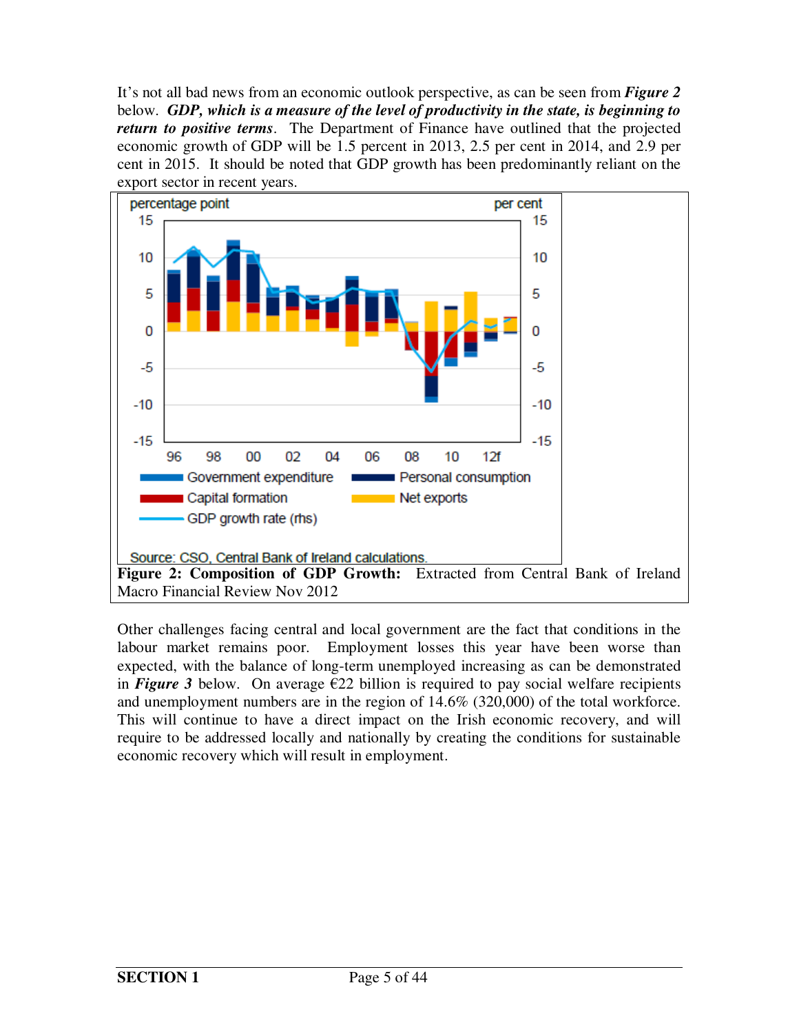It's not all bad news from an economic outlook perspective, as can be seen from ***Figure 2*** below. ***GDP, which is a measure of the level of productivity in the state, is beginning to return to positive terms***. The Department of Finance have outlined that the projected economic growth of GDP will be 1.5 percent in 2013, 2.5 per cent in 2014, and 2.9 per cent in 2015. It should be noted that GDP growth has been predominantly reliant on the export sector in recent years.

**Figure 2: Composition of GDP Growth:** Extracted from Central Bank of Ireland Macro Financial Review Nov 2012

Other challenges facing central and local government are the fact that conditions in the labour market remains poor. Employment losses this year have been worse than expected, with the balance of long-term unemployed increasing as can be demonstrated in ***Figure 3*** below. On average €22 billion is required to pay social welfare recipients and unemployment numbers are in the region of 14.6% (320,000) of the total workforce. This will continue to have a direct impact on the Irish economic recovery, and will require to be addressed locally and nationally by creating the conditions for sustainable economic recovery which will result in employment.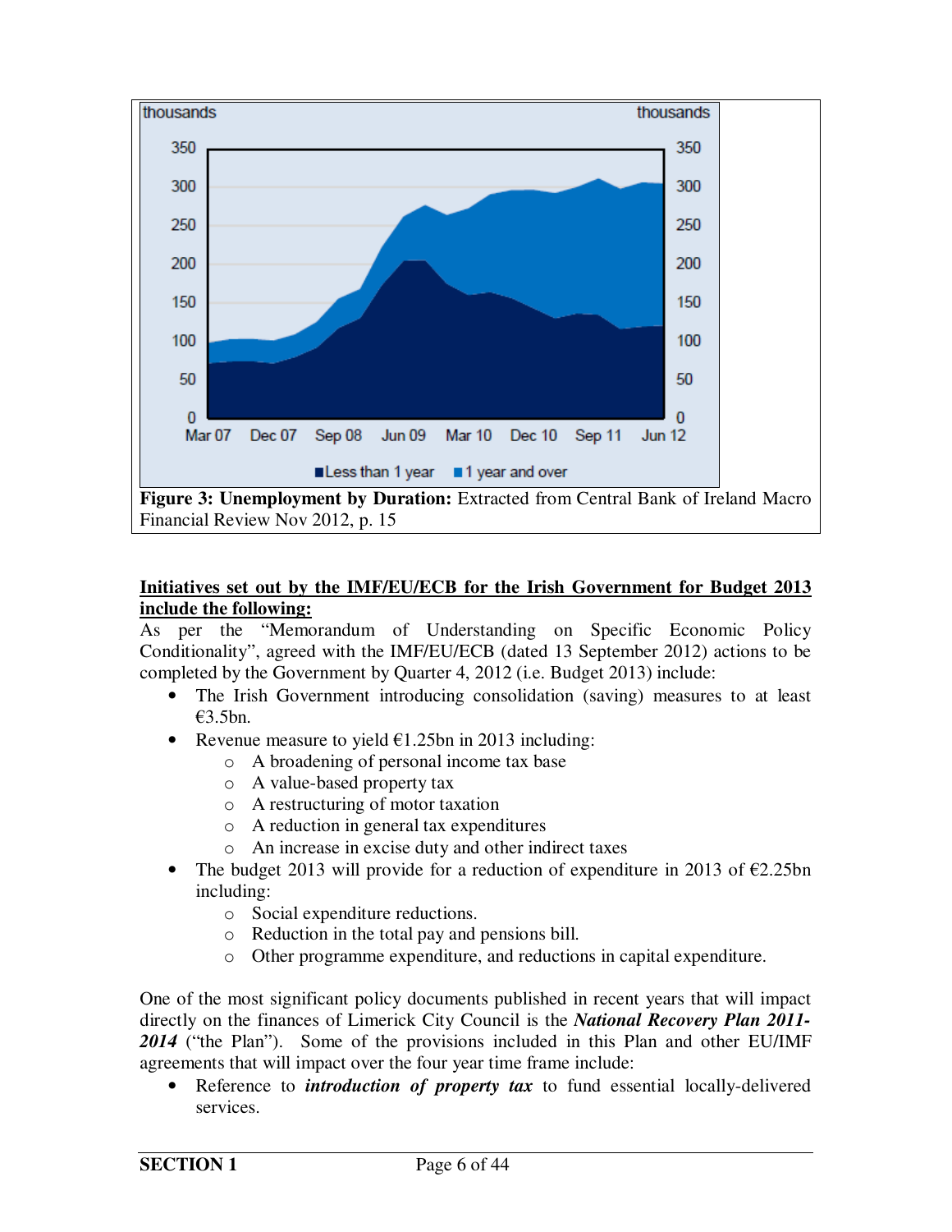**Figure 3: Unemployment by Duration:** Extracted from Central Bank of Ireland Macro Financial Review Nov 2012, p. 15

**Initiatives set out by the IMF/EU/ECB for the Irish Government for Budget 2013 include the following:**

As per the "Memorandum of Understanding on Specific Economic Policy Conditionality", agreed with the IMF/EU/ECB (dated 13 September 2012) actions to be completed by the Government by Quarter 4, 2012 (i.e. Budget 2013) include:

- The Irish Government introducing consolidation (saving) measures to at least €3.5bn.
- Revenue measure to yield €1.25bn in 2013 including:
  - A broadening of personal income tax base
  - A value-based property tax
  - A restructuring of motor taxation
  - A reduction in general tax expenditures
  - An increase in excise duty and other indirect taxes
- The budget 2013 will provide for a reduction of expenditure in 2013 of €2.25bn including:
  - Social expenditure reductions.
  - Reduction in the total pay and pensions bill.
  - Other programme expenditure, and reductions in capital expenditure.

One of the most significant policy documents published in recent years that will impact directly on the finances of Limerick City Council is the ***National Recovery Plan 2011-2014*** ("the Plan"). Some of the provisions included in this Plan and other EU/IMF agreements that will impact over the four year time frame include:

- Reference to ***introduction of property tax*** to fund essential locally-delivered services.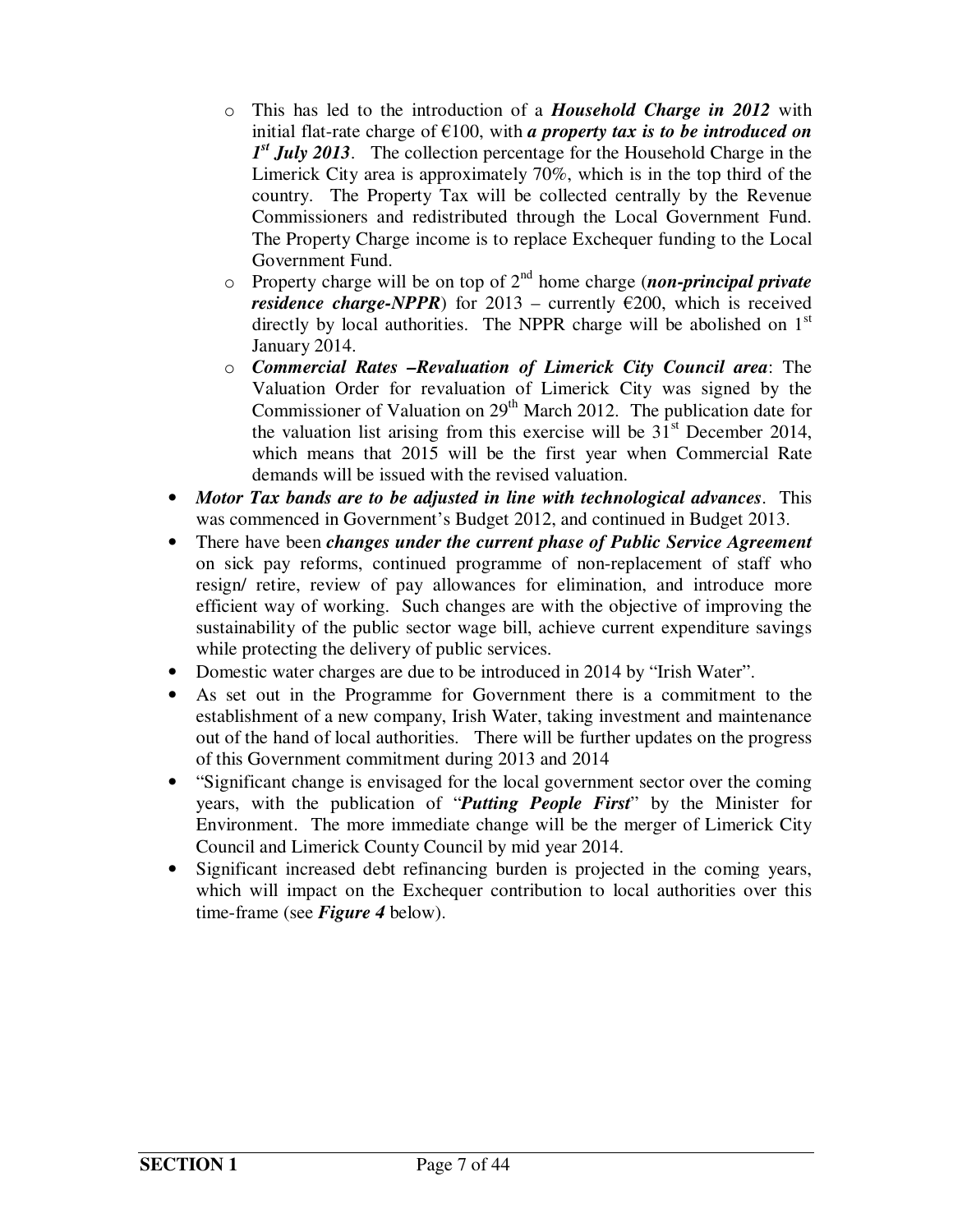- This has led to the introduction of a ***Household Charge in 2012*** with initial flat-rate charge of €100, with ***a property tax is to be introduced on 1st July 2013***. The collection percentage for the Household Charge in the Limerick City area is approximately 70%, which is in the top third of the country. The Property Tax will be collected centrally by the Revenue Commissioners and redistributed through the Local Government Fund. The Property Charge income is to replace Exchequer funding to the Local Government Fund.
  - Property charge will be on top of 2nd home charge (***non-principal private residence charge-NPPR***) for 2013 – currently €200, which is received directly by local authorities. The NPPR charge will be abolished on 1st January 2014.
  - ***Commercial Rates –Revaluation of Limerick City Council area***: The Valuation Order for revaluation of Limerick City was signed by the Commissioner of Valuation on 29th March 2012. The publication date for the valuation list arising from this exercise will be 31st December 2014, which means that 2015 will be the first year when Commercial Rate demands will be issued with the revised valuation.
- ***Motor Tax bands are to be adjusted in line with technological advances***. This was commenced in Government's Budget 2012, and continued in Budget 2013.
- There have been ***changes under the current phase of Public Service Agreement*** on sick pay reforms, continued programme of non-replacement of staff who resign/ retire, review of pay allowances for elimination, and introduce more efficient way of working. Such changes are with the objective of improving the sustainability of the public sector wage bill, achieve current expenditure savings while protecting the delivery of public services.
- Domestic water charges are due to be introduced in 2014 by "Irish Water".
- As set out in the Programme for Government there is a commitment to the establishment of a new company, Irish Water, taking investment and maintenance out of the hand of local authorities. There will be further updates on the progress of this Government commitment during 2013 and 2014
- "Significant change is envisaged for the local government sector over the coming years, with the publication of "***Putting People First***" by the Minister for Environment. The more immediate change will be the merger of Limerick City Council and Limerick County Council by mid year 2014.
- Significant increased debt refinancing burden is projected in the coming years, which will impact on the Exchequer contribution to local authorities over this time-frame (see ***Figure 4*** below).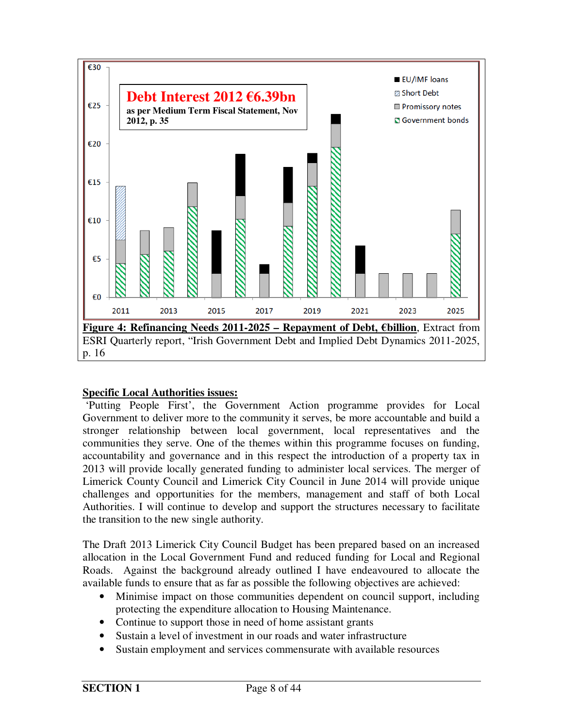**Figure 4: Refinancing Needs 2011-2025 – Repayment of Debt, €billion**, Extract from ESRI Quarterly report, "Irish Government Debt and Implied Debt Dynamics 2011-2025, p. 16

**Specific Local Authorities issues:**

'Putting People First', the Government Action programme provides for Local Government to deliver more to the community it serves, be more accountable and build a stronger relationship between local government, local representatives and the communities they serve. One of the themes within this programme focuses on funding, accountability and governance and in this respect the introduction of a property tax in 2013 will provide locally generated funding to administer local services. The merger of Limerick County Council and Limerick City Council in June 2014 will provide unique challenges and opportunities for the members, management and staff of both Local Authorities. I will continue to develop and support the structures necessary to facilitate the transition to the new single authority.

The Draft 2013 Limerick City Council Budget has been prepared based on an increased allocation in the Local Government Fund and reduced funding for Local and Regional Roads. Against the background already outlined I have endeavoured to allocate the available funds to ensure that as far as possible the following objectives are achieved:

- Minimise impact on those communities dependent on council support, including protecting the expenditure allocation to Housing Maintenance.
- Continue to support those in need of home assistant grants
- Sustain a level of investment in our roads and water infrastructure
- Sustain employment and services commensurate with available resources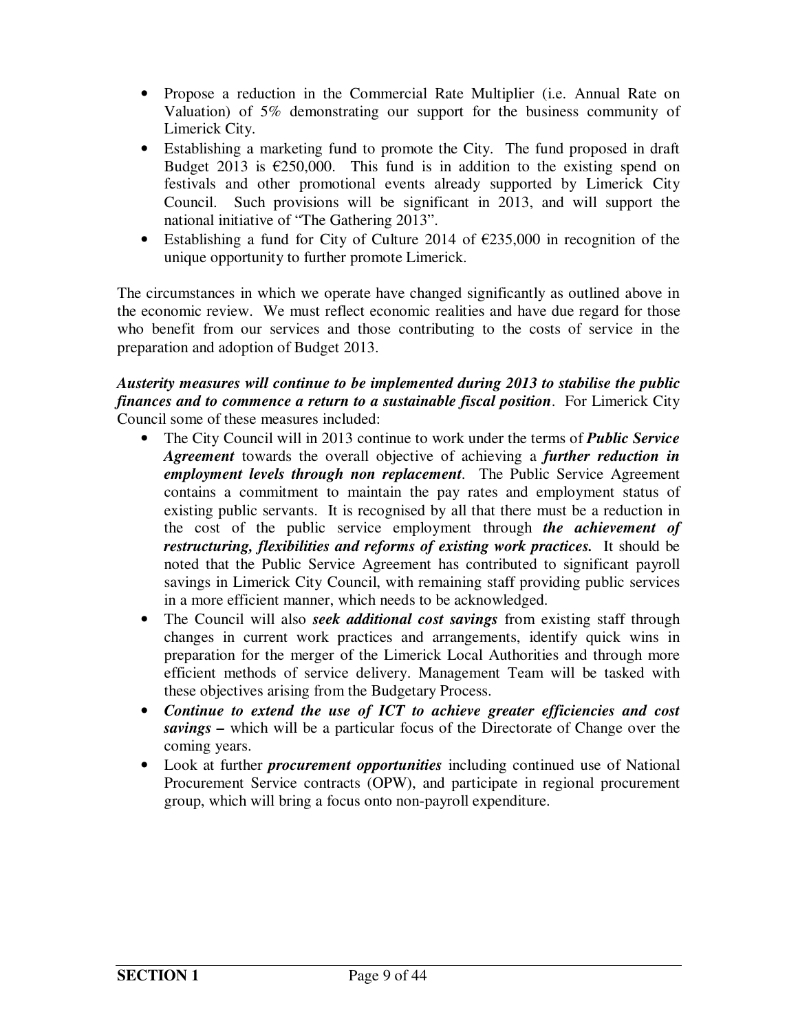- Propose a reduction in the Commercial Rate Multiplier (i.e. Annual Rate on Valuation) of 5% demonstrating our support for the business community of Limerick City.
- Establishing a marketing fund to promote the City. The fund proposed in draft Budget 2013 is €250,000. This fund is in addition to the existing spend on festivals and other promotional events already supported by Limerick City Council. Such provisions will be significant in 2013, and will support the national initiative of "The Gathering 2013".
- Establishing a fund for City of Culture 2014 of €235,000 in recognition of the unique opportunity to further promote Limerick.

The circumstances in which we operate have changed significantly as outlined above in the economic review. We must reflect economic realities and have due regard for those who benefit from our services and those contributing to the costs of service in the preparation and adoption of Budget 2013.

***Austerity measures will continue to be implemented during 2013 to stabilise the public finances and to commence a return to a sustainable fiscal position***. For Limerick City Council some of these measures included:

- The City Council will in 2013 continue to work under the terms of ***Public Service Agreement*** towards the overall objective of achieving a ***further reduction in employment levels through non replacement***. The Public Service Agreement contains a commitment to maintain the pay rates and employment status of existing public servants. It is recognised by all that there must be a reduction in the cost of the public service employment through ***the achievement of restructuring, flexibilities and reforms of existing work practices.*** It should be noted that the Public Service Agreement has contributed to significant payroll savings in Limerick City Council, with remaining staff providing public services in a more efficient manner, which needs to be acknowledged.
- The Council will also ***seek additional cost savings*** from existing staff through changes in current work practices and arrangements, identify quick wins in preparation for the merger of the Limerick Local Authorities and through more efficient methods of service delivery. Management Team will be tasked with these objectives arising from the Budgetary Process.
- ***Continue to extend the use of ICT to achieve greater efficiencies and cost savings –*** which will be a particular focus of the Directorate of Change over the coming years.
- Look at further ***procurement opportunities*** including continued use of National Procurement Service contracts (OPW), and participate in regional procurement group, which will bring a focus onto non-payroll expenditure.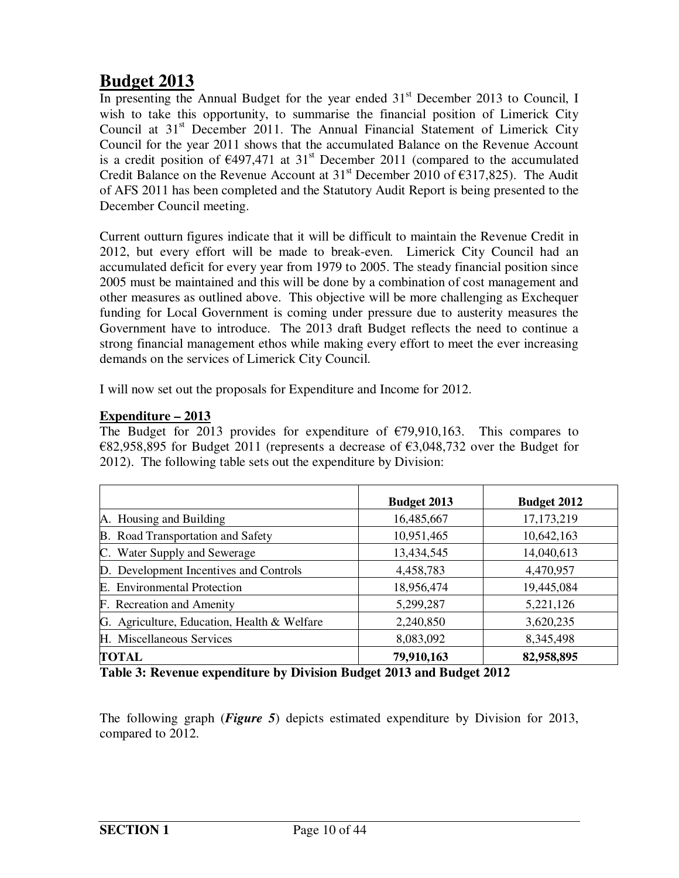## Budget 2013

In presenting the Annual Budget for the year ended 31st December 2013 to Council, I wish to take this opportunity, to summarise the financial position of Limerick City Council at 31st December 2011. The Annual Financial Statement of Limerick City Council for the year 2011 shows that the accumulated Balance on the Revenue Account is a credit position of €497,471 at 31st December 2011 (compared to the accumulated Credit Balance on the Revenue Account at 31st December 2010 of €317,825). The Audit of AFS 2011 has been completed and the Statutory Audit Report is being presented to the December Council meeting.

Current outturn figures indicate that it will be difficult to maintain the Revenue Credit in 2012, but every effort will be made to break-even. Limerick City Council had an accumulated deficit for every year from 1979 to 2005. The steady financial position since 2005 must be maintained and this will be done by a combination of cost management and other measures as outlined above. This objective will be more challenging as Exchequer funding for Local Government is coming under pressure due to austerity measures the Government have to introduce. The 2013 draft Budget reflects the need to continue a strong financial management ethos while making every effort to meet the ever increasing demands on the services of Limerick City Council.

I will now set out the proposals for Expenditure and Income for 2012.

### Expenditure – 2013

The Budget for 2013 provides for expenditure of €79,910,163. This compares to €82,958,895 for Budget 2011 (represents a decrease of €3,048,732 over the Budget for 2012). The following table sets out the expenditure by Division:

| | Budget 2013 | Budget 2012 |
|---|---|---|
| A. Housing and Building | 16,485,667 | 17,173,219 |
| B. Road Transportation and Safety | 10,951,465 | 10,642,163 |
| C. Water Supply and Sewerage | 13,434,545 | 14,040,613 |
| D. Development Incentives and Controls | 4,458,783 | 4,470,957 |
| E. Environmental Protection | 18,956,474 | 19,445,084 |
| F. Recreation and Amenity | 5,299,287 | 5,221,126 |
| G. Agriculture, Education, Health & Welfare | 2,240,850 | 3,620,235 |
| H. Miscellaneous Services | 8,083,092 | 8,345,498 |
| **TOTAL** | **79,910,163** | **82,958,895** |

**Table 3: Revenue expenditure by Division Budget 2013 and Budget 2012**

The following graph (***Figure 5***) depicts estimated expenditure by Division for 2013, compared to 2012.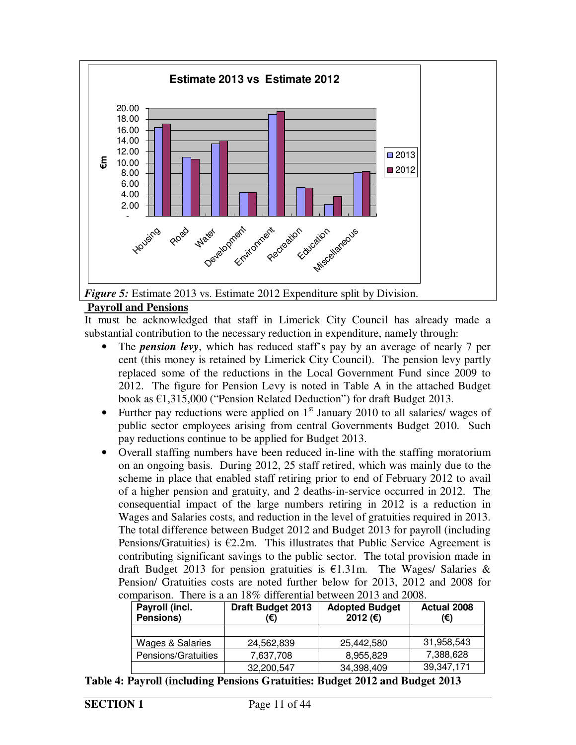**Estimate 2013 vs Estimate 2012**

*Figure 5:* Estimate 2013 vs. Estimate 2012 Expenditure split by Division.

## Payroll and Pensions

It must be acknowledged that staff in Limerick City Council has already made a substantial contribution to the necessary reduction in expenditure, namely through:

- The ***pension levy***, which has reduced staff's pay by an average of nearly 7 per cent (this money is retained by Limerick City Council). The pension levy partly replaced some of the reductions in the Local Government Fund since 2009 to 2012. The figure for Pension Levy is noted in Table A in the attached Budget book as €1,315,000 ("Pension Related Deduction") for draft Budget 2013.
- Further pay reductions were applied on 1st January 2010 to all salaries/ wages of public sector employees arising from central Governments Budget 2010. Such pay reductions continue to be applied for Budget 2013.
- Overall staffing numbers have been reduced in-line with the staffing moratorium on an ongoing basis. During 2012, 25 staff retired, which was mainly due to the scheme in place that enabled staff retiring prior to end of February 2012 to avail of a higher pension and gratuity, and 2 deaths-in-service occurred in 2012. The consequential impact of the large numbers retiring in 2012 is a reduction in Wages and Salaries costs, and reduction in the level of gratuities required in 2013. The total difference between Budget 2012 and Budget 2013 for payroll (including Pensions/Gratuities) is €2.2m. This illustrates that Public Service Agreement is contributing significant savings to the public sector. The total provision made in draft Budget 2013 for pension gratuities is €1.31m. The Wages/ Salaries & Pension/ Gratuities costs are noted further below for 2013, 2012 and 2008 for comparison. There is a an 18% differential between 2013 and 2008.

| Payroll (incl. Pensions) | Draft Budget 2013 (€) | Adopted Budget 2012 (€) | Actual 2008 (€) |
|---|---|---|---|
| | | | |
| Wages & Salaries | 24,562,839 | 25,442,580 | 31,958,543 |
| Pensions/Gratuities | 7,637,708 | 8,955,829 | 7,388,628 |
| | 32,200,547 | 34,398,409 | 39,347,171 |

**Table 4: Payroll (including Pensions Gratuities: Budget 2012 and Budget 2013**

**SECTION 1**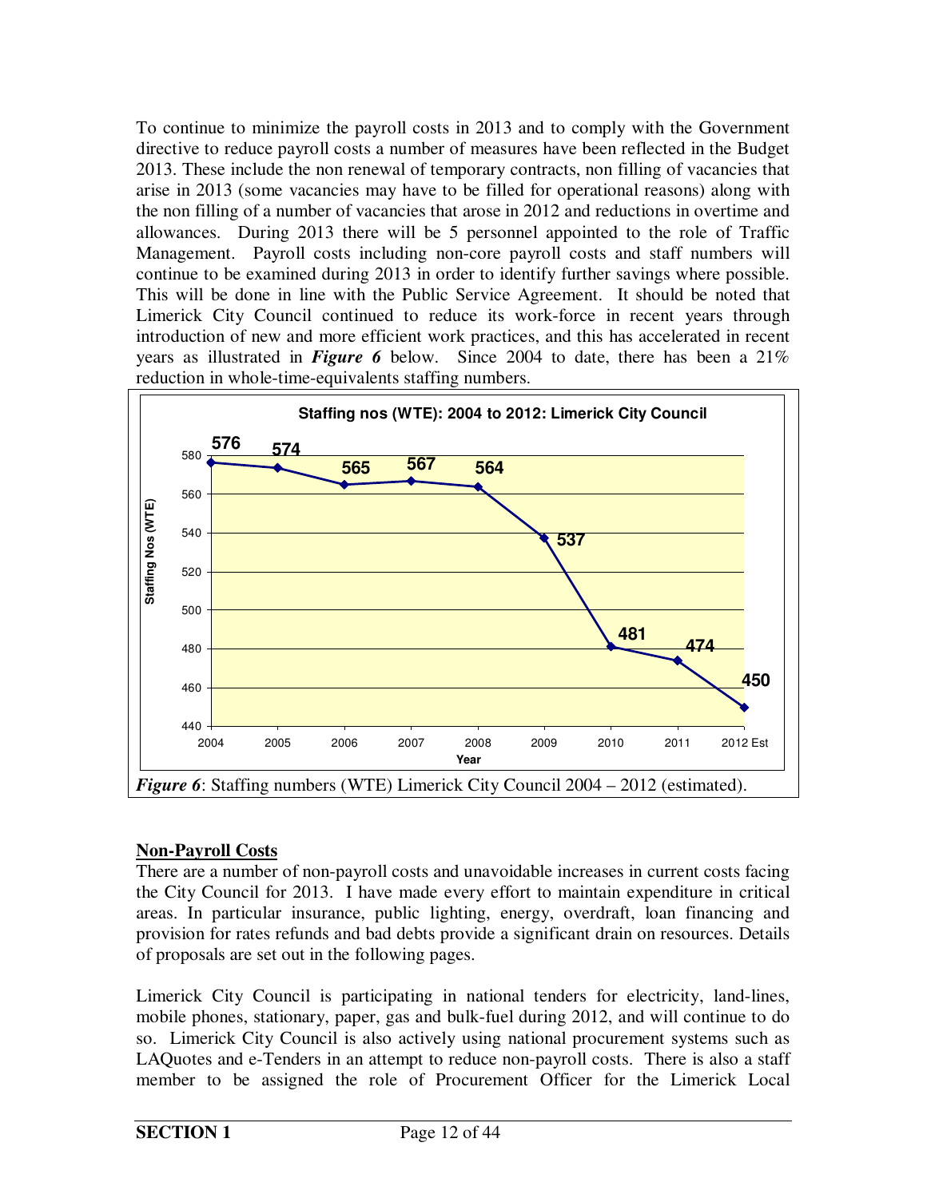To continue to minimize the payroll costs in 2013 and to comply with the Government directive to reduce payroll costs a number of measures have been reflected in the Budget 2013. These include the non renewal of temporary contracts, non filling of vacancies that arise in 2013 (some vacancies may have to be filled for operational reasons) along with the non filling of a number of vacancies that arose in 2012 and reductions in overtime and allowances. During 2013 there will be 5 personnel appointed to the role of Traffic Management. Payroll costs including non-core payroll costs and staff numbers will continue to be examined during 2013 in order to identify further savings where possible. This will be done in line with the Public Service Agreement. It should be noted that Limerick City Council continued to reduce its work-force in recent years through introduction of new and more efficient work practices, and this has accelerated in recent years as illustrated in ***Figure 6*** below. Since 2004 to date, there has been a 21% reduction in whole-time-equivalents staffing numbers.

**Staffing nos (WTE): 2004 to 2012: Limerick City Council**

| Year | Staffing Nos (WTE) |
|---|---|
| 2004 | 576 |
| 2005 | 574 |
| 2006 | 565 |
| 2007 | 567 |
| 2008 | 564 |
| 2009 | 537 |
| 2010 | 481 |
| 2011 | 474 |
| 2012 Est | 450 |

***Figure 6***: Staffing numbers (WTE) Limerick City Council 2004 – 2012 (estimated).

## Non-Payroll Costs

There are a number of non-payroll costs and unavoidable increases in current costs facing the City Council for 2013. I have made every effort to maintain expenditure in critical areas. In particular insurance, public lighting, energy, overdraft, loan financing and provision for rates refunds and bad debts provide a significant drain on resources. Details of proposals are set out in the following pages.

Limerick City Council is participating in national tenders for electricity, land-lines, mobile phones, stationary, paper, gas and bulk-fuel during 2012, and will continue to do so. Limerick City Council is also actively using national procurement systems such as LAQuotes and e-Tenders in an attempt to reduce non-payroll costs. There is also a staff member to be assigned the role of Procurement Officer for the Limerick Local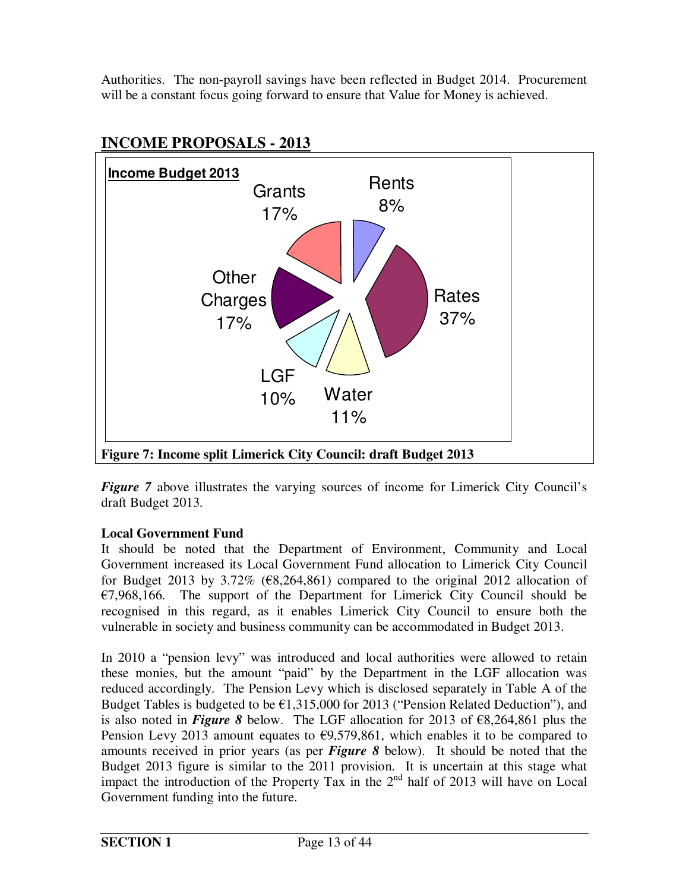Authorities. The non-payroll savings have been reflected in Budget 2014. Procurement will be a constant focus going forward to ensure that Value for Money is achieved.

## INCOME PROPOSALS - 2013

**Income Budget 2013**

| Source | Share |
|---|---|
| Rents | 8% |
| Rates | 37% |
| Water | 11% |
| LGF | 10% |
| Other Charges | 17% |
| Grants | 17% |

**Figure 7: Income split Limerick City Council: draft Budget 2013**

***Figure 7*** above illustrates the varying sources of income for Limerick City Council's draft Budget 2013.

**Local Government Fund**

It should be noted that the Department of Environment, Community and Local Government increased its Local Government Fund allocation to Limerick City Council for Budget 2013 by 3.72% (€8,264,861) compared to the original 2012 allocation of €7,968,166. The support of the Department for Limerick City Council should be recognised in this regard, as it enables Limerick City Council to ensure both the vulnerable in society and business community can be accommodated in Budget 2013.

In 2010 a "pension levy" was introduced and local authorities were allowed to retain these monies, but the amount "paid" by the Department in the LGF allocation was reduced accordingly. The Pension Levy which is disclosed separately in Table A of the Budget Tables is budgeted to be €1,315,000 for 2013 ("Pension Related Deduction"), and is also noted in ***Figure 8*** below. The LGF allocation for 2013 of €8,264,861 plus the Pension Levy 2013 amount equates to €9,579,861, which enables it to be compared to amounts received in prior years (as per ***Figure 8*** below). It should be noted that the Budget 2013 figure is similar to the 2011 provision. It is uncertain at this stage what impact the introduction of the Property Tax in the 2nd half of 2013 will have on Local Government funding into the future.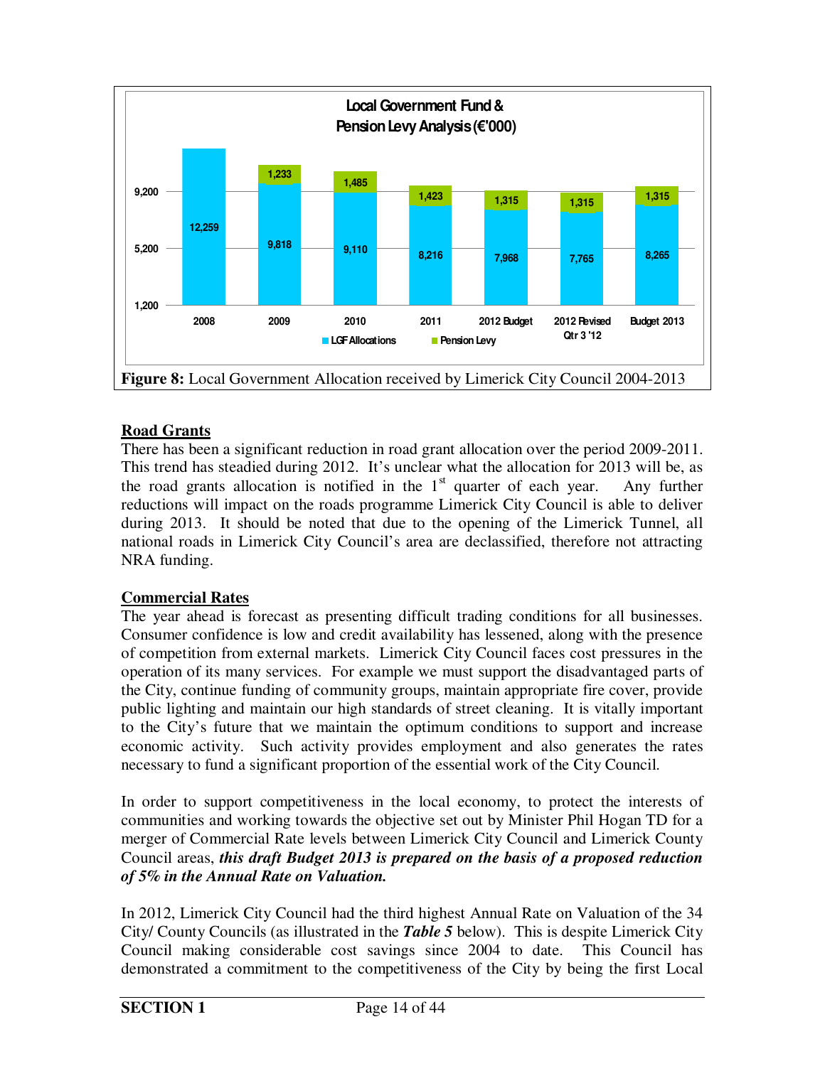**Local Government Fund & Pension Levy Analysis (€'000)**

| | 2008 | 2009 | 2010 | 2011 | 2012 Budget | 2012 Revised Qtr 3 '12 | Budget 2013 |
|---|---|---|---|---|---|---|---|
| LGF Allocations | 12,259 | 9,818 | 9,110 | 8,216 | 7,968 | 7,765 | 8,265 |
| Pension Levy | | 1,233 | 1,485 | 1,423 | 1,315 | 1,315 | 1,315 |

**Figure 8:** Local Government Allocation received by Limerick City Council 2004-2013

## Road Grants

There has been a significant reduction in road grant allocation over the period 2009-2011. This trend has steadied during 2012. It's unclear what the allocation for 2013 will be, as the road grants allocation is notified in the 1st quarter of each year. Any further reductions will impact on the roads programme Limerick City Council is able to deliver during 2013. It should be noted that due to the opening of the Limerick Tunnel, all national roads in Limerick City Council's area are declassified, therefore not attracting NRA funding.

## Commercial Rates

The year ahead is forecast as presenting difficult trading conditions for all businesses. Consumer confidence is low and credit availability has lessened, along with the presence of competition from external markets. Limerick City Council faces cost pressures in the operation of its many services. For example we must support the disadvantaged parts of the City, continue funding of community groups, maintain appropriate fire cover, provide public lighting and maintain our high standards of street cleaning. It is vitally important to the City's future that we maintain the optimum conditions to support and increase economic activity. Such activity provides employment and also generates the rates necessary to fund a significant proportion of the essential work of the City Council.

In order to support competitiveness in the local economy, to protect the interests of communities and working towards the objective set out by Minister Phil Hogan TD for a merger of Commercial Rate levels between Limerick City Council and Limerick County Council areas, ***this draft Budget 2013 is prepared on the basis of a proposed reduction of 5% in the Annual Rate on Valuation.***

In 2012, Limerick City Council had the third highest Annual Rate on Valuation of the 34 City/ County Councils (as illustrated in the ***Table 5*** below). This is despite Limerick City Council making considerable cost savings since 2004 to date. This Council has demonstrated a commitment to the competitiveness of the City by being the first Local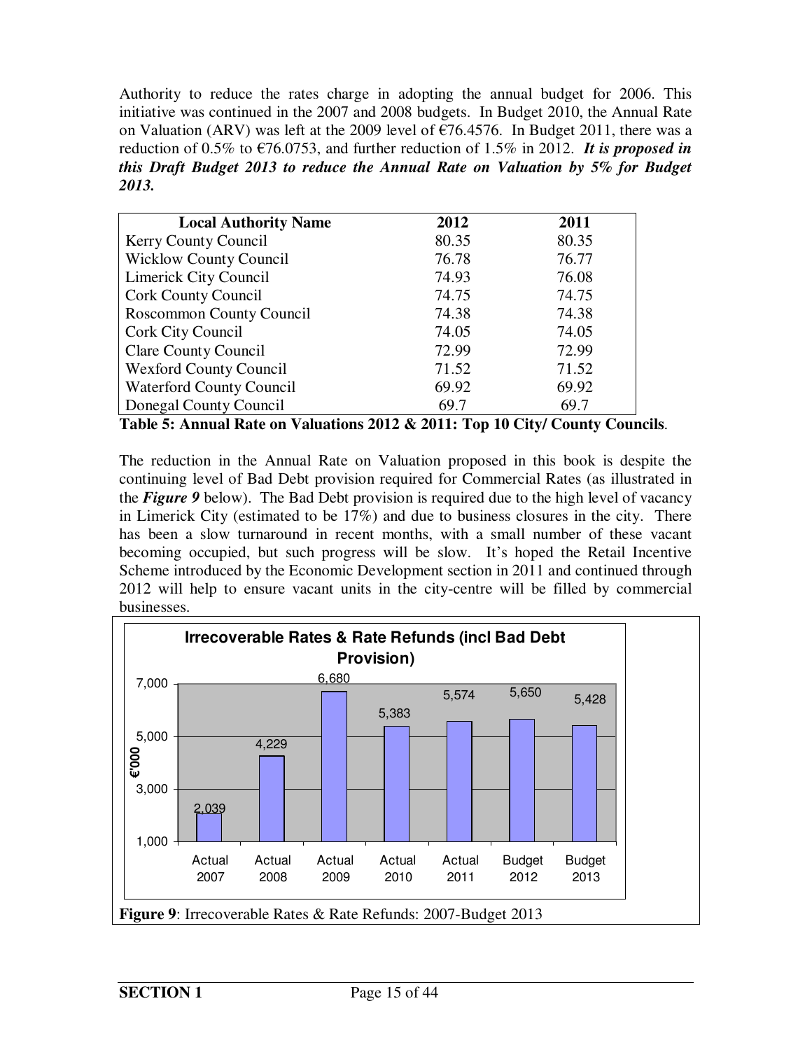Authority to reduce the rates charge in adopting the annual budget for 2006. This initiative was continued in the 2007 and 2008 budgets. In Budget 2010, the Annual Rate on Valuation (ARV) was left at the 2009 level of €76.4576. In Budget 2011, there was a reduction of 0.5% to €76.0753, and further reduction of 1.5% in 2012. ***It is proposed in this Draft Budget 2013 to reduce the Annual Rate on Valuation by 5% for Budget 2013.***

| Local Authority Name | 2012 | 2011 |
|---|---|---|
| Kerry County Council | 80.35 | 80.35 |
| Wicklow County Council | 76.78 | 76.77 |
| Limerick City Council | 74.93 | 76.08 |
| Cork County Council | 74.75 | 74.75 |
| Roscommon County Council | 74.38 | 74.38 |
| Cork City Council | 74.05 | 74.05 |
| Clare County Council | 72.99 | 72.99 |
| Wexford County Council | 71.52 | 71.52 |
| Waterford County Council | 69.92 | 69.92 |
| Donegal County Council | 69.7 | 69.7 |

**Table 5: Annual Rate on Valuations 2012 & 2011: Top 10 City/ County Councils**.

The reduction in the Annual Rate on Valuation proposed in this book is despite the continuing level of Bad Debt provision required for Commercial Rates (as illustrated in the ***Figure 9*** below). The Bad Debt provision is required due to the high level of vacancy in Limerick City (estimated to be 17%) and due to business closures in the city. There has been a slow turnaround in recent months, with a small number of these vacant becoming occupied, but such progress will be slow. It's hoped the Retail Incentive Scheme introduced by the Economic Development section in 2011 and continued through 2012 will help to ensure vacant units in the city-centre will be filled by commercial businesses.

**Irrecoverable Rates & Rate Refunds (incl Bad Debt Provision)** (€'000)

| | Actual 2007 | Actual 2008 | Actual 2009 | Actual 2010 | Actual 2011 | Budget 2012 | Budget 2013 |
|---|---|---|---|---|---|---|---|
| €'000 | 2,039 | 4,229 | 6,680 | 5,383 | 5,574 | 5,650 | 5,428 |

**Figure 9**: Irrecoverable Rates & Rate Refunds: 2007-Budget 2013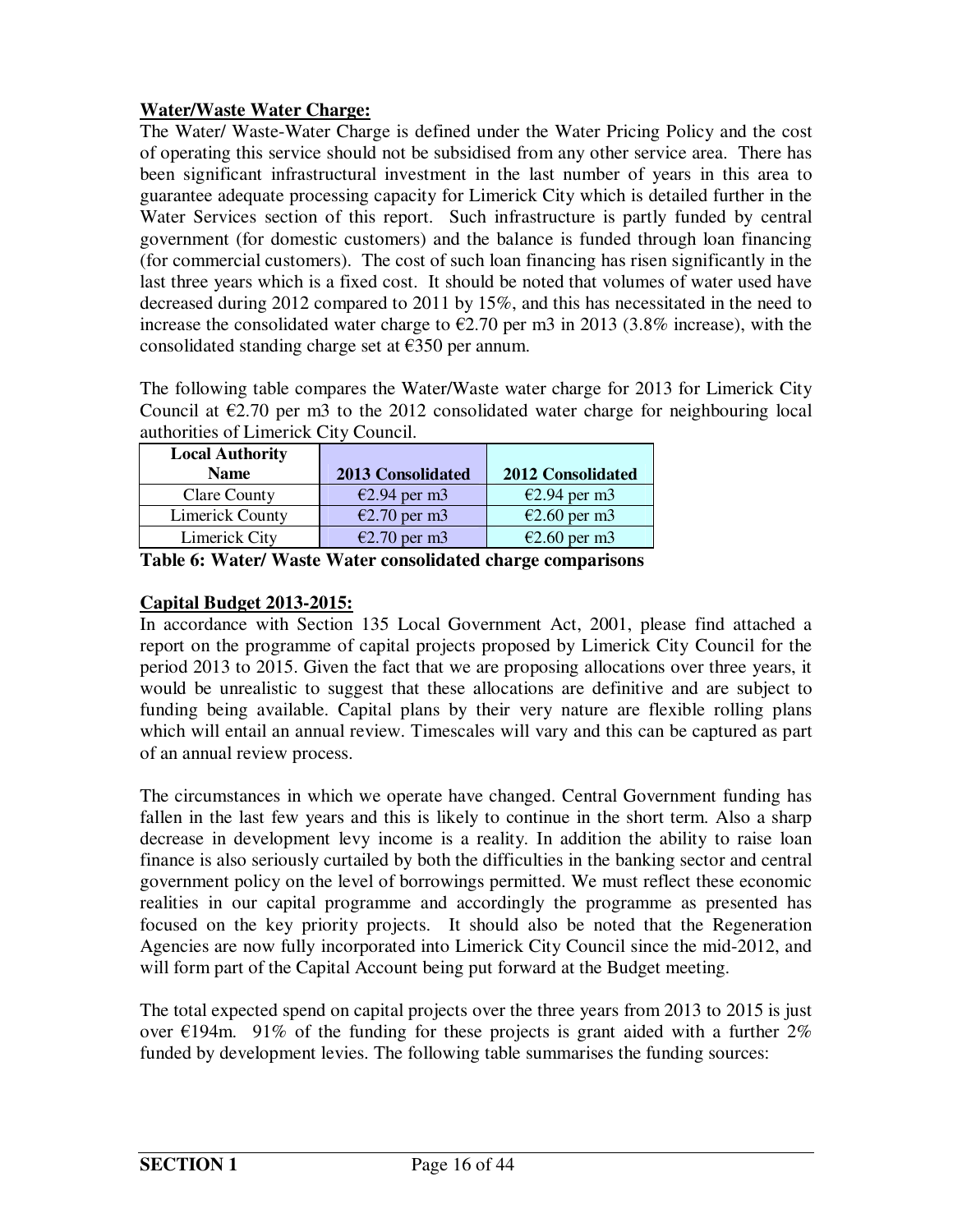**Water/Waste Water Charge:**

The Water/ Waste-Water Charge is defined under the Water Pricing Policy and the cost of operating this service should not be subsidised from any other service area. There has been significant infrastructural investment in the last number of years in this area to guarantee adequate processing capacity for Limerick City which is detailed further in the Water Services section of this report. Such infrastructure is partly funded by central government (for domestic customers) and the balance is funded through loan financing (for commercial customers). The cost of such loan financing has risen significantly in the last three years which is a fixed cost. It should be noted that volumes of water used have decreased during 2012 compared to 2011 by 15%, and this has necessitated in the need to increase the consolidated water charge to €2.70 per m3 in 2013 (3.8% increase), with the consolidated standing charge set at €350 per annum.

The following table compares the Water/Waste water charge for 2013 for Limerick City Council at €2.70 per m3 to the 2012 consolidated water charge for neighbouring local authorities of Limerick City Council.

| Local Authority Name | 2013 Consolidated | 2012 Consolidated |
|---|---|---|
| Clare County | €2.94 per m3 | €2.94 per m3 |
| Limerick County | €2.70 per m3 | €2.60 per m3 |
| Limerick City | €2.70 per m3 | €2.60 per m3 |

**Table 6: Water/ Waste Water consolidated charge comparisons**

**Capital Budget 2013-2015:**

In accordance with Section 135 Local Government Act, 2001, please find attached a report on the programme of capital projects proposed by Limerick City Council for the period 2013 to 2015. Given the fact that we are proposing allocations over three years, it would be unrealistic to suggest that these allocations are definitive and are subject to funding being available. Capital plans by their very nature are flexible rolling plans which will entail an annual review. Timescales will vary and this can be captured as part of an annual review process.

The circumstances in which we operate have changed. Central Government funding has fallen in the last few years and this is likely to continue in the short term. Also a sharp decrease in development levy income is a reality. In addition the ability to raise loan finance is also seriously curtailed by both the difficulties in the banking sector and central government policy on the level of borrowings permitted. We must reflect these economic realities in our capital programme and accordingly the programme as presented has focused on the key priority projects. It should also be noted that the Regeneration Agencies are now fully incorporated into Limerick City Council since the mid-2012, and will form part of the Capital Account being put forward at the Budget meeting.

The total expected spend on capital projects over the three years from 2013 to 2015 is just over €194m. 91% of the funding for these projects is grant aided with a further 2% funded by development levies. The following table summarises the funding sources: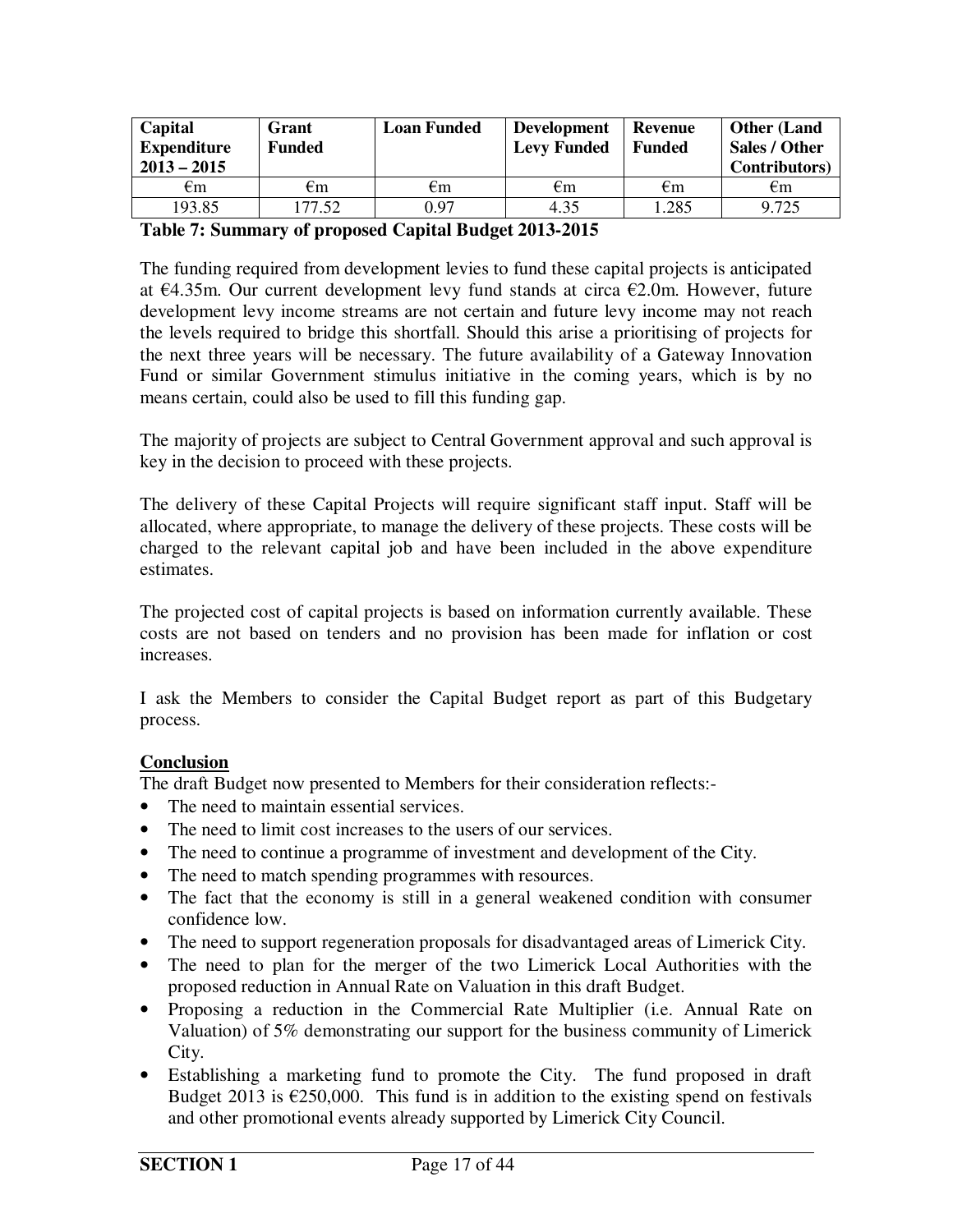| Capital Expenditure 2013 – 2015 | Grant Funded | Loan Funded | Development Levy Funded | Revenue Funded | Other (Land Sales / Other Contributors) |
|---|---|---|---|---|---|
| €m | €m | €m | €m | €m | €m |
| 193.85 | 177.52 | 0.97 | 4.35 | 1.285 | 9.725 |

**Table 7: Summary of proposed Capital Budget 2013-2015**

The funding required from development levies to fund these capital projects is anticipated at €4.35m. Our current development levy fund stands at circa €2.0m. However, future development levy income streams are not certain and future levy income may not reach the levels required to bridge this shortfall. Should this arise a prioritising of projects for the next three years will be necessary. The future availability of a Gateway Innovation Fund or similar Government stimulus initiative in the coming years, which is by no means certain, could also be used to fill this funding gap.

The majority of projects are subject to Central Government approval and such approval is key in the decision to proceed with these projects.

The delivery of these Capital Projects will require significant staff input. Staff will be allocated, where appropriate, to manage the delivery of these projects. These costs will be charged to the relevant capital job and have been included in the above expenditure estimates.

The projected cost of capital projects is based on information currently available. These costs are not based on tenders and no provision has been made for inflation or cost increases.

I ask the Members to consider the Capital Budget report as part of this Budgetary process.

## Conclusion

The draft Budget now presented to Members for their consideration reflects:-

- The need to maintain essential services.
- The need to limit cost increases to the users of our services.
- The need to continue a programme of investment and development of the City.
- The need to match spending programmes with resources.
- The fact that the economy is still in a general weakened condition with consumer confidence low.
- The need to support regeneration proposals for disadvantaged areas of Limerick City.
- The need to plan for the merger of the two Limerick Local Authorities with the proposed reduction in Annual Rate on Valuation in this draft Budget.
- Proposing a reduction in the Commercial Rate Multiplier (i.e. Annual Rate on Valuation) of 5% demonstrating our support for the business community of Limerick City.
- Establishing a marketing fund to promote the City. The fund proposed in draft Budget 2013 is €250,000. This fund is in addition to the existing spend on festivals and other promotional events already supported by Limerick City Council.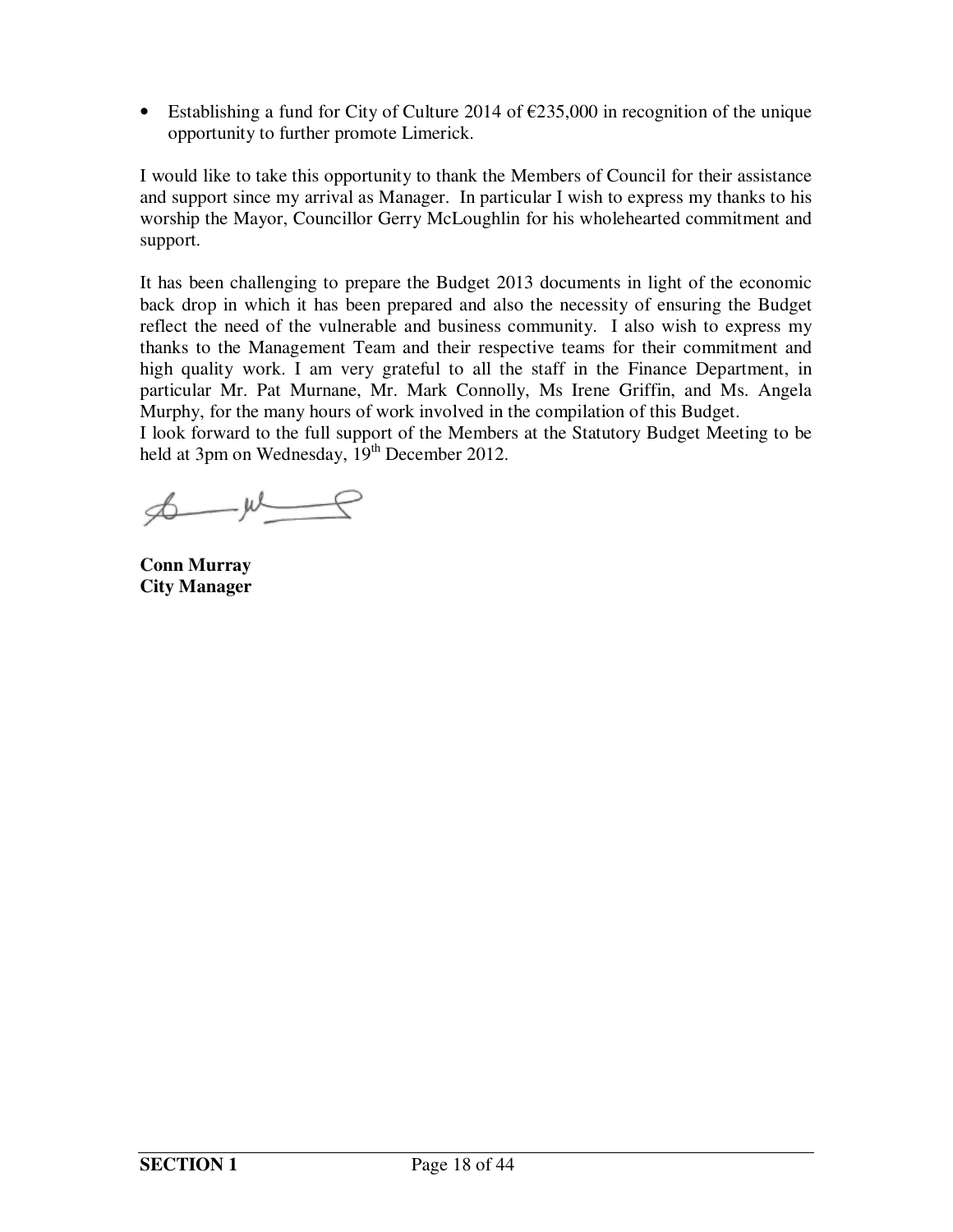- Establishing a fund for City of Culture 2014 of €235,000 in recognition of the unique opportunity to further promote Limerick.

I would like to take this opportunity to thank the Members of Council for their assistance and support since my arrival as Manager. In particular I wish to express my thanks to his worship the Mayor, Councillor Gerry McLoughlin for his wholehearted commitment and support.

It has been challenging to prepare the Budget 2013 documents in light of the economic back drop in which it has been prepared and also the necessity of ensuring the Budget reflect the need of the vulnerable and business community. I also wish to express my thanks to the Management Team and their respective teams for their commitment and high quality work. I am very grateful to all the staff in the Finance Department, in particular Mr. Pat Murnane, Mr. Mark Connolly, Ms Irene Griffin, and Ms. Angela Murphy, for the many hours of work involved in the compilation of this Budget.

I look forward to the full support of the Members at the Statutory Budget Meeting to be held at 3pm on Wednesday, 19th December 2012.

**Conn Murray**
**City Manager**

**SECTION 1**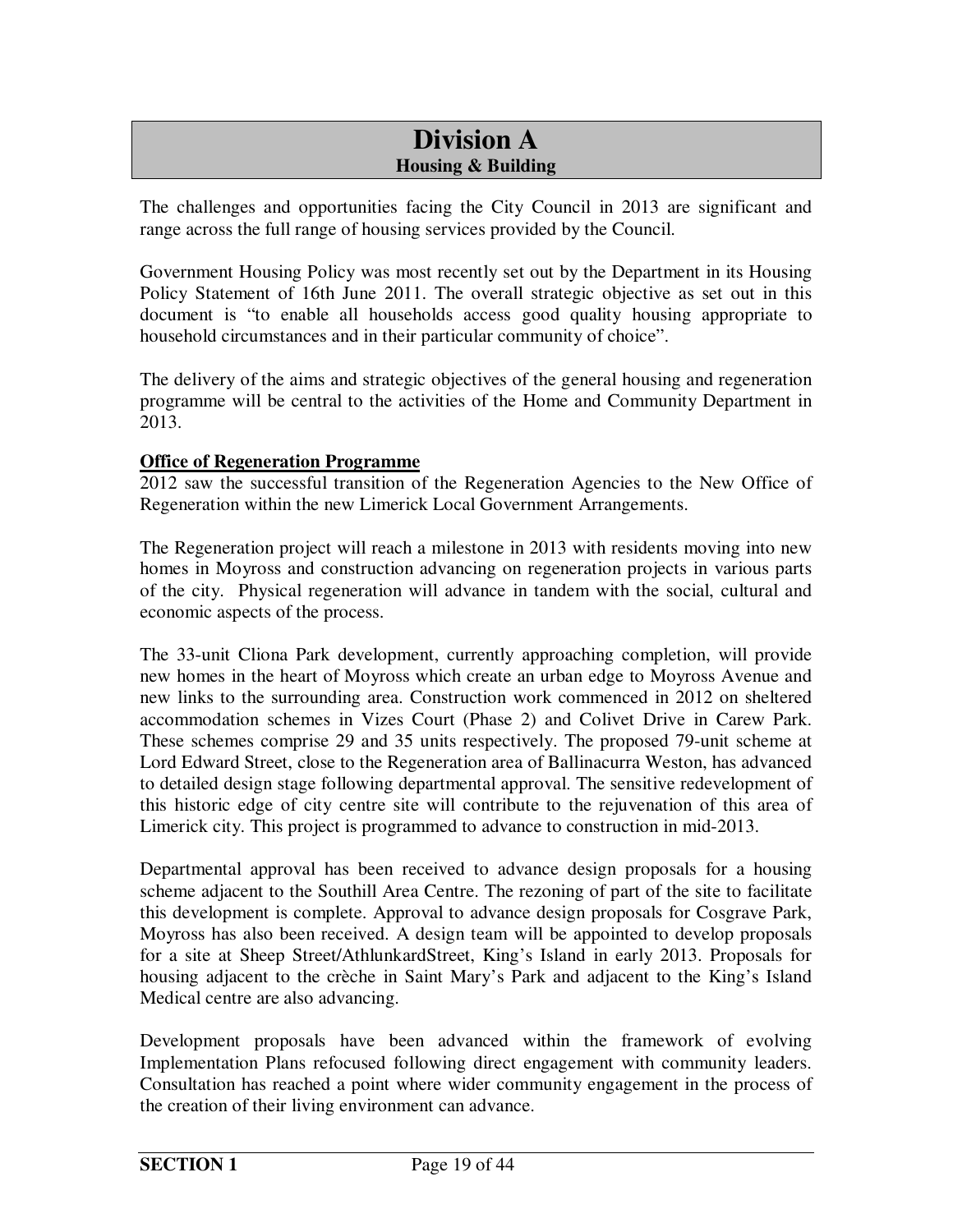# Division A

## Housing & Building

The challenges and opportunities facing the City Council in 2013 are significant and range across the full range of housing services provided by the Council.

Government Housing Policy was most recently set out by the Department in its Housing Policy Statement of 16th June 2011. The overall strategic objective as set out in this document is "to enable all households access good quality housing appropriate to household circumstances and in their particular community of choice".

The delivery of the aims and strategic objectives of the general housing and regeneration programme will be central to the activities of the Home and Community Department in 2013.

**Office of Regeneration Programme**

2012 saw the successful transition of the Regeneration Agencies to the New Office of Regeneration within the new Limerick Local Government Arrangements.

The Regeneration project will reach a milestone in 2013 with residents moving into new homes in Moyross and construction advancing on regeneration projects in various parts of the city. Physical regeneration will advance in tandem with the social, cultural and economic aspects of the process.

The 33-unit Cliona Park development, currently approaching completion, will provide new homes in the heart of Moyross which create an urban edge to Moyross Avenue and new links to the surrounding area. Construction work commenced in 2012 on sheltered accommodation schemes in Vizes Court (Phase 2) and Colivet Drive in Carew Park. These schemes comprise 29 and 35 units respectively. The proposed 79-unit scheme at Lord Edward Street, close to the Regeneration area of Ballinacurra Weston, has advanced to detailed design stage following departmental approval. The sensitive redevelopment of this historic edge of city centre site will contribute to the rejuvenation of this area of Limerick city. This project is programmed to advance to construction in mid-2013.

Departmental approval has been received to advance design proposals for a housing scheme adjacent to the Southill Area Centre. The rezoning of part of the site to facilitate this development is complete. Approval to advance design proposals for Cosgrave Park, Moyross has also been received. A design team will be appointed to develop proposals for a site at Sheep Street/AthlunkardStreet, King's Island in early 2013. Proposals for housing adjacent to the crèche in Saint Mary's Park and adjacent to the King's Island Medical centre are also advancing.

Development proposals have been advanced within the framework of evolving Implementation Plans refocused following direct engagement with community leaders. Consultation has reached a point where wider community engagement in the process of the creation of their living environment can advance.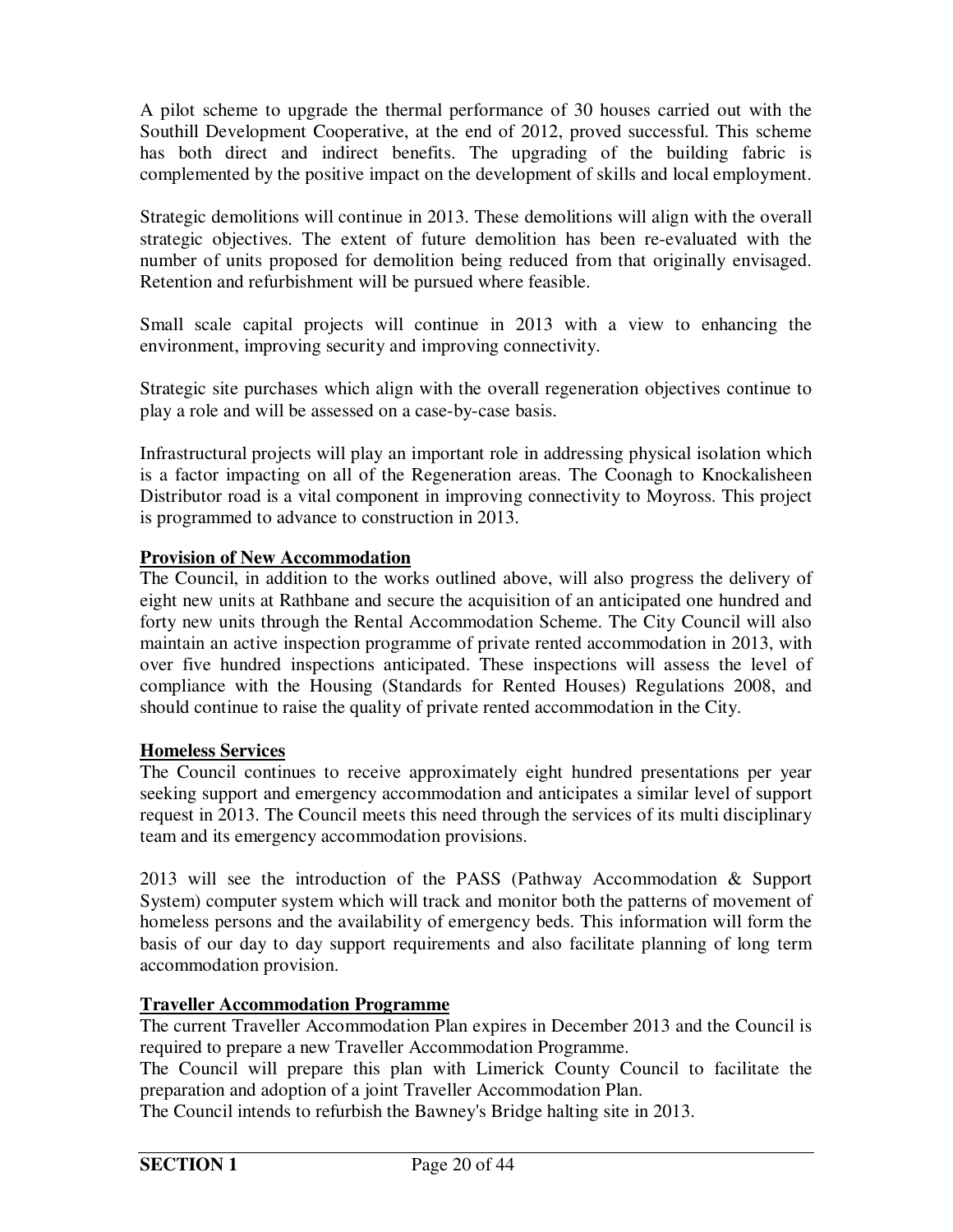A pilot scheme to upgrade the thermal performance of 30 houses carried out with the Southill Development Cooperative, at the end of 2012, proved successful. This scheme has both direct and indirect benefits. The upgrading of the building fabric is complemented by the positive impact on the development of skills and local employment.

Strategic demolitions will continue in 2013. These demolitions will align with the overall strategic objectives. The extent of future demolition has been re-evaluated with the number of units proposed for demolition being reduced from that originally envisaged. Retention and refurbishment will be pursued where feasible.

Small scale capital projects will continue in 2013 with a view to enhancing the environment, improving security and improving connectivity.

Strategic site purchases which align with the overall regeneration objectives continue to play a role and will be assessed on a case-by-case basis.

Infrastructural projects will play an important role in addressing physical isolation which is a factor impacting on all of the Regeneration areas. The Coonagh to Knockalisheen Distributor road is a vital component in improving connectivity to Moyross. This project is programmed to advance to construction in 2013.

**Provision of New Accommodation**

The Council, in addition to the works outlined above, will also progress the delivery of eight new units at Rathbane and secure the acquisition of an anticipated one hundred and forty new units through the Rental Accommodation Scheme. The City Council will also maintain an active inspection programme of private rented accommodation in 2013, with over five hundred inspections anticipated. These inspections will assess the level of compliance with the Housing (Standards for Rented Houses) Regulations 2008, and should continue to raise the quality of private rented accommodation in the City.

**Homeless Services**

The Council continues to receive approximately eight hundred presentations per year seeking support and emergency accommodation and anticipates a similar level of support request in 2013. The Council meets this need through the services of its multi disciplinary team and its emergency accommodation provisions.

2013 will see the introduction of the PASS (Pathway Accommodation & Support System) computer system which will track and monitor both the patterns of movement of homeless persons and the availability of emergency beds. This information will form the basis of our day to day support requirements and also facilitate planning of long term accommodation provision.

**Traveller Accommodation Programme**

The current Traveller Accommodation Plan expires in December 2013 and the Council is required to prepare a new Traveller Accommodation Programme.

The Council will prepare this plan with Limerick County Council to facilitate the preparation and adoption of a joint Traveller Accommodation Plan.

The Council intends to refurbish the Bawney's Bridge halting site in 2013.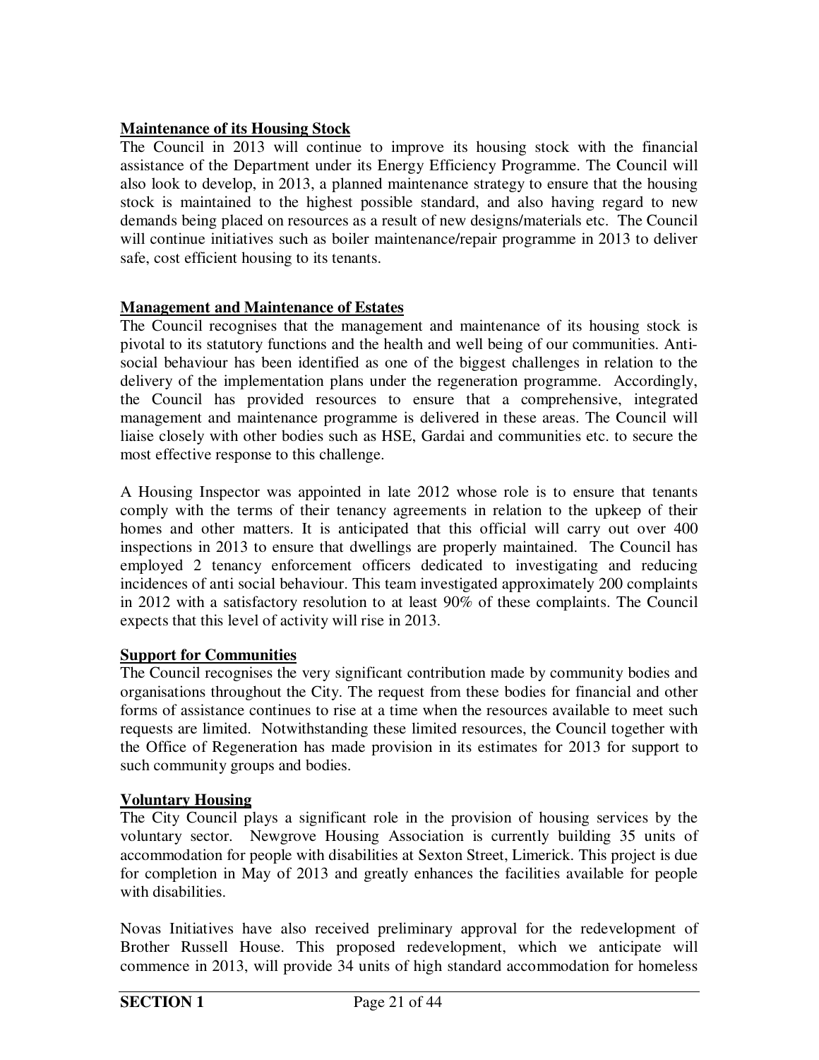**Maintenance of its Housing Stock**

The Council in 2013 will continue to improve its housing stock with the financial assistance of the Department under its Energy Efficiency Programme. The Council will also look to develop, in 2013, a planned maintenance strategy to ensure that the housing stock is maintained to the highest possible standard, and also having regard to new demands being placed on resources as a result of new designs/materials etc. The Council will continue initiatives such as boiler maintenance/repair programme in 2013 to deliver safe, cost efficient housing to its tenants.

**Management and Maintenance of Estates**

The Council recognises that the management and maintenance of its housing stock is pivotal to its statutory functions and the health and well being of our communities. Anti-social behaviour has been identified as one of the biggest challenges in relation to the delivery of the implementation plans under the regeneration programme. Accordingly, the Council has provided resources to ensure that a comprehensive, integrated management and maintenance programme is delivered in these areas. The Council will liaise closely with other bodies such as HSE, Gardai and communities etc. to secure the most effective response to this challenge.

A Housing Inspector was appointed in late 2012 whose role is to ensure that tenants comply with the terms of their tenancy agreements in relation to the upkeep of their homes and other matters. It is anticipated that this official will carry out over 400 inspections in 2013 to ensure that dwellings are properly maintained. The Council has employed 2 tenancy enforcement officers dedicated to investigating and reducing incidences of anti social behaviour. This team investigated approximately 200 complaints in 2012 with a satisfactory resolution to at least 90% of these complaints. The Council expects that this level of activity will rise in 2013.

**Support for Communities**

The Council recognises the very significant contribution made by community bodies and organisations throughout the City. The request from these bodies for financial and other forms of assistance continues to rise at a time when the resources available to meet such requests are limited. Notwithstanding these limited resources, the Council together with the Office of Regeneration has made provision in its estimates for 2013 for support to such community groups and bodies.

**Voluntary Housing**

The City Council plays a significant role in the provision of housing services by the voluntary sector. Newgrove Housing Association is currently building 35 units of accommodation for people with disabilities at Sexton Street, Limerick. This project is due for completion in May of 2013 and greatly enhances the facilities available for people with disabilities.

Novas Initiatives have also received preliminary approval for the redevelopment of Brother Russell House. This proposed redevelopment, which we anticipate will commence in 2013, will provide 34 units of high standard accommodation for homeless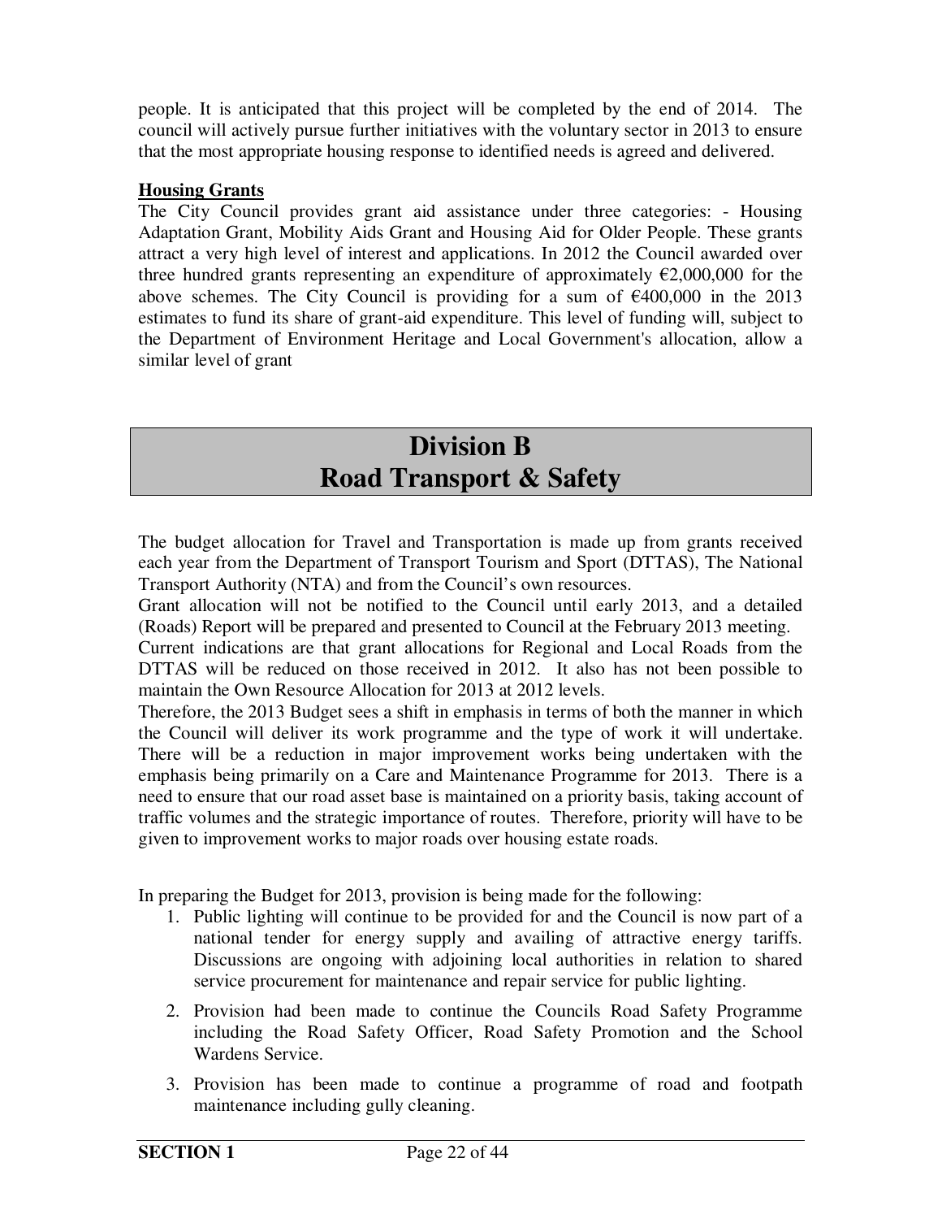people. It is anticipated that this project will be completed by the end of 2014. The council will actively pursue further initiatives with the voluntary sector in 2013 to ensure that the most appropriate housing response to identified needs is agreed and delivered.

**Housing Grants**

The City Council provides grant aid assistance under three categories: - Housing Adaptation Grant, Mobility Aids Grant and Housing Aid for Older People. These grants attract a very high level of interest and applications. In 2012 the Council awarded over three hundred grants representing an expenditure of approximately €2,000,000 for the above schemes. The City Council is providing for a sum of €400,000 in the 2013 estimates to fund its share of grant-aid expenditure. This level of funding will, subject to the Department of Environment Heritage and Local Government's allocation, allow a similar level of grant

# Division B
# Road Transport & Safety

The budget allocation for Travel and Transportation is made up from grants received each year from the Department of Transport Tourism and Sport (DTTAS), The National Transport Authority (NTA) and from the Council's own resources.

Grant allocation will not be notified to the Council until early 2013, and a detailed (Roads) Report will be prepared and presented to Council at the February 2013 meeting.

Current indications are that grant allocations for Regional and Local Roads from the DTTAS will be reduced on those received in 2012. It also has not been possible to maintain the Own Resource Allocation for 2013 at 2012 levels.

Therefore, the 2013 Budget sees a shift in emphasis in terms of both the manner in which the Council will deliver its work programme and the type of work it will undertake. There will be a reduction in major improvement works being undertaken with the emphasis being primarily on a Care and Maintenance Programme for 2013. There is a need to ensure that our road asset base is maintained on a priority basis, taking account of traffic volumes and the strategic importance of routes. Therefore, priority will have to be given to improvement works to major roads over housing estate roads.

In preparing the Budget for 2013, provision is being made for the following:

1. Public lighting will continue to be provided for and the Council is now part of a national tender for energy supply and availing of attractive energy tariffs. Discussions are ongoing with adjoining local authorities in relation to shared service procurement for maintenance and repair service for public lighting.
2. Provision had been made to continue the Councils Road Safety Programme including the Road Safety Officer, Road Safety Promotion and the School Wardens Service.
3. Provision has been made to continue a programme of road and footpath maintenance including gully cleaning.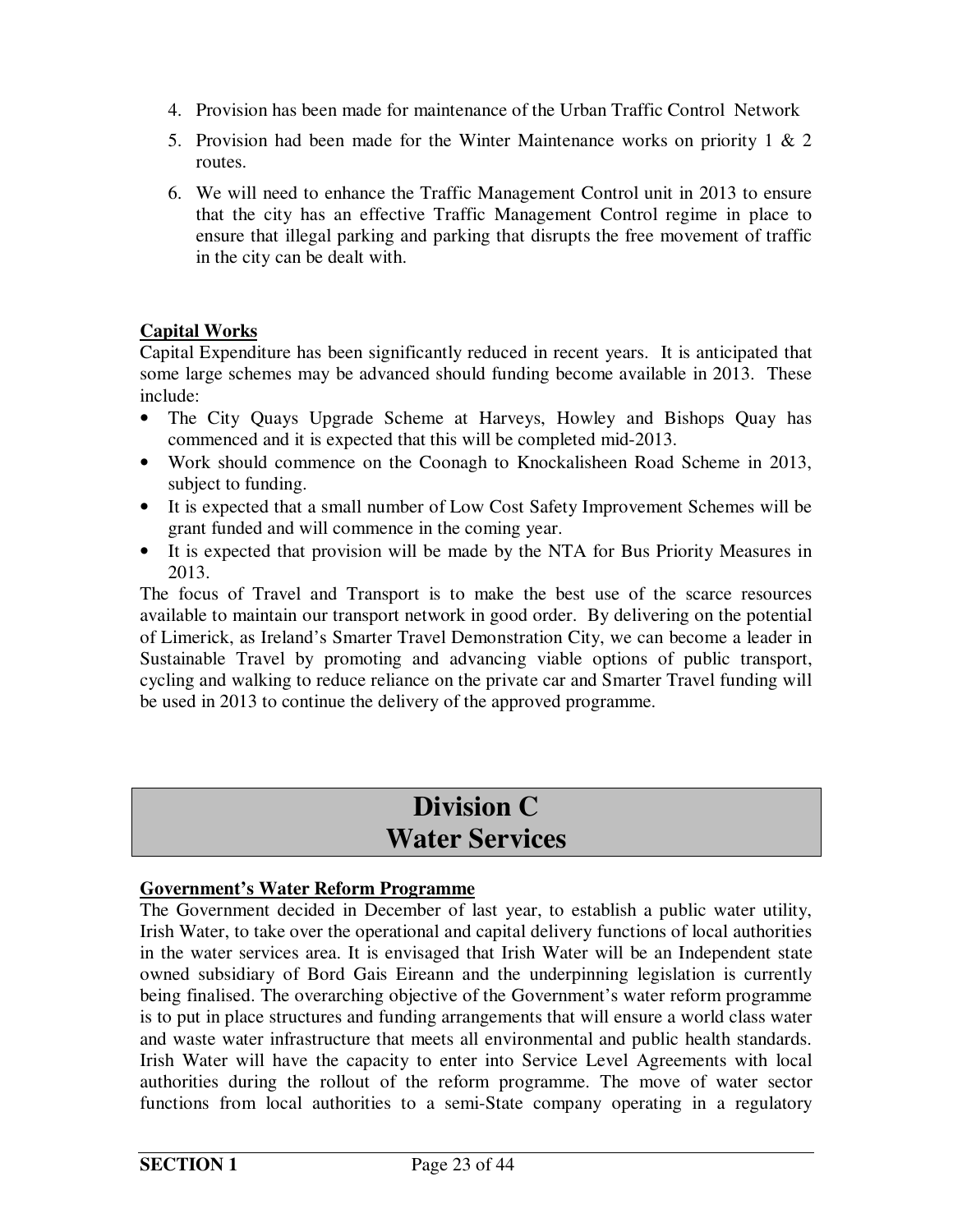4. Provision has been made for maintenance of the Urban Traffic Control Network
5. Provision had been made for the Winter Maintenance works on priority 1 & 2 routes.
6. We will need to enhance the Traffic Management Control unit in 2013 to ensure that the city has an effective Traffic Management Control regime in place to ensure that illegal parking and parking that disrupts the free movement of traffic in the city can be dealt with.

**Capital Works**

Capital Expenditure has been significantly reduced in recent years. It is anticipated that some large schemes may be advanced should funding become available in 2013. These include:

- The City Quays Upgrade Scheme at Harveys, Howley and Bishops Quay has commenced and it is expected that this will be completed mid-2013.
- Work should commence on the Coonagh to Knockalisheen Road Scheme in 2013, subject to funding.
- It is expected that a small number of Low Cost Safety Improvement Schemes will be grant funded and will commence in the coming year.
- It is expected that provision will be made by the NTA for Bus Priority Measures in 2013.

The focus of Travel and Transport is to make the best use of the scarce resources available to maintain our transport network in good order. By delivering on the potential of Limerick, as Ireland's Smarter Travel Demonstration City, we can become a leader in Sustainable Travel by promoting and advancing viable options of public transport, cycling and walking to reduce reliance on the private car and Smarter Travel funding will be used in 2013 to continue the delivery of the approved programme.

# Division C
# Water Services

**Government's Water Reform Programme**

The Government decided in December of last year, to establish a public water utility, Irish Water, to take over the operational and capital delivery functions of local authorities in the water services area. It is envisaged that Irish Water will be an Independent state owned subsidiary of Bord Gais Eireann and the underpinning legislation is currently being finalised. The overarching objective of the Government's water reform programme is to put in place structures and funding arrangements that will ensure a world class water and waste water infrastructure that meets all environmental and public health standards. Irish Water will have the capacity to enter into Service Level Agreements with local authorities during the rollout of the reform programme. The move of water sector functions from local authorities to a semi-State company operating in a regulatory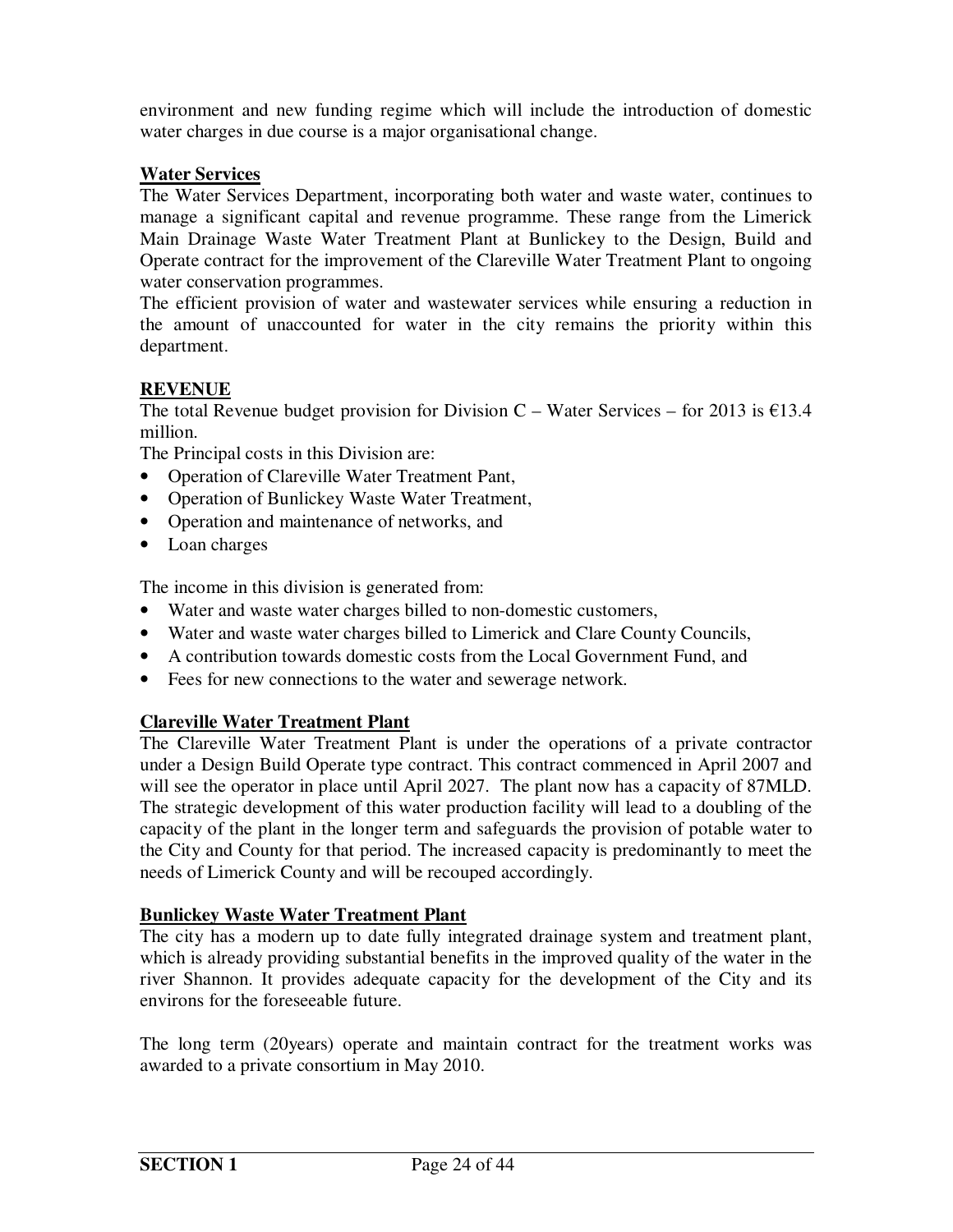environment and new funding regime which will include the introduction of domestic water charges in due course is a major organisational change.

## Water Services

The Water Services Department, incorporating both water and waste water, continues to manage a significant capital and revenue programme. These range from the Limerick Main Drainage Waste Water Treatment Plant at Bunlickey to the Design, Build and Operate contract for the improvement of the Clareville Water Treatment Plant to ongoing water conservation programmes.

The efficient provision of water and wastewater services while ensuring a reduction in the amount of unaccounted for water in the city remains the priority within this department.

## REVENUE

The total Revenue budget provision for Division C – Water Services – for 2013 is €13.4 million.

The Principal costs in this Division are:

- Operation of Clareville Water Treatment Pant,
- Operation of Bunlickey Waste Water Treatment,
- Operation and maintenance of networks, and
- Loan charges

The income in this division is generated from:

- Water and waste water charges billed to non-domestic customers,
- Water and waste water charges billed to Limerick and Clare County Councils,
- A contribution towards domestic costs from the Local Government Fund, and
- Fees for new connections to the water and sewerage network.

## Clareville Water Treatment Plant

The Clareville Water Treatment Plant is under the operations of a private contractor under a Design Build Operate type contract. This contract commenced in April 2007 and will see the operator in place until April 2027. The plant now has a capacity of 87MLD. The strategic development of this water production facility will lead to a doubling of the capacity of the plant in the longer term and safeguards the provision of potable water to the City and County for that period. The increased capacity is predominantly to meet the needs of Limerick County and will be recouped accordingly.

## Bunlickey Waste Water Treatment Plant

The city has a modern up to date fully integrated drainage system and treatment plant, which is already providing substantial benefits in the improved quality of the water in the river Shannon. It provides adequate capacity for the development of the City and its environs for the foreseeable future.

The long term (20years) operate and maintain contract for the treatment works was awarded to a private consortium in May 2010.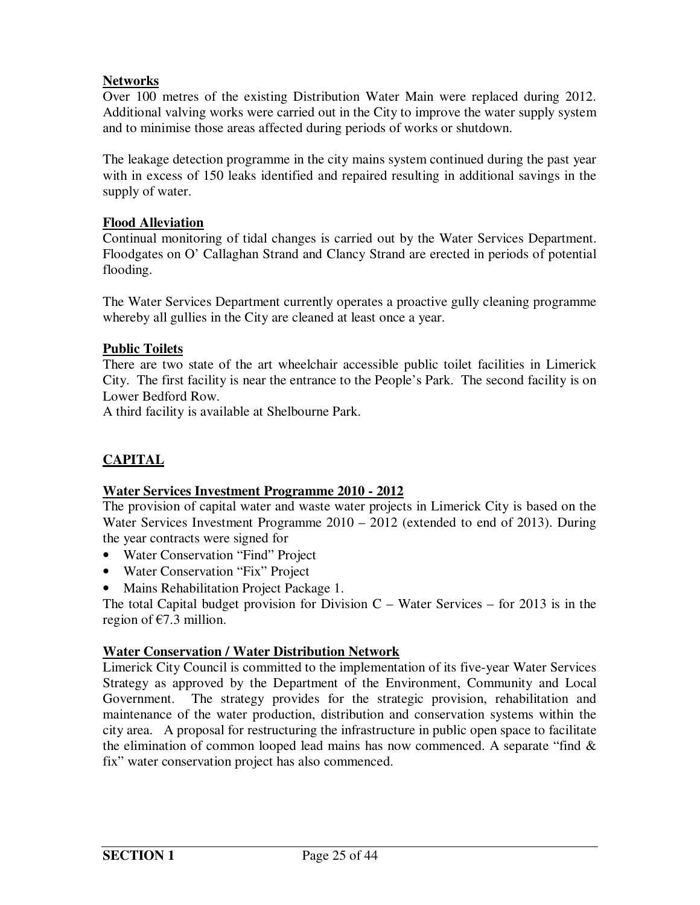**Networks**

Over 100 metres of the existing Distribution Water Main were replaced during 2012. Additional valving works were carried out in the City to improve the water supply system and to minimise those areas affected during periods of works or shutdown.

The leakage detection programme in the city mains system continued during the past year with in excess of 150 leaks identified and repaired resulting in additional savings in the supply of water.

**Flood Alleviation**

Continual monitoring of tidal changes is carried out by the Water Services Department. Floodgates on O' Callaghan Strand and Clancy Strand are erected in periods of potential flooding.

The Water Services Department currently operates a proactive gully cleaning programme whereby all gullies in the City are cleaned at least once a year.

**Public Toilets**

There are two state of the art wheelchair accessible public toilet facilities in Limerick City. The first facility is near the entrance to the People's Park. The second facility is on Lower Bedford Row.
A third facility is available at Shelbourne Park.

## CAPITAL

**Water Services Investment Programme 2010 - 2012**

The provision of capital water and waste water projects in Limerick City is based on the Water Services Investment Programme 2010 – 2012 (extended to end of 2013). During the year contracts were signed for

- Water Conservation "Find" Project
- Water Conservation "Fix" Project
- Mains Rehabilitation Project Package 1.

The total Capital budget provision for Division C – Water Services – for 2013 is in the region of €7.3 million.

**Water Conservation / Water Distribution Network**

Limerick City Council is committed to the implementation of its five-year Water Services Strategy as approved by the Department of the Environment, Community and Local Government. The strategy provides for the strategic provision, rehabilitation and maintenance of the water production, distribution and conservation systems within the city area. A proposal for restructuring the infrastructure in public open space to facilitate the elimination of common looped lead mains has now commenced. A separate "find & fix" water conservation project has also commenced.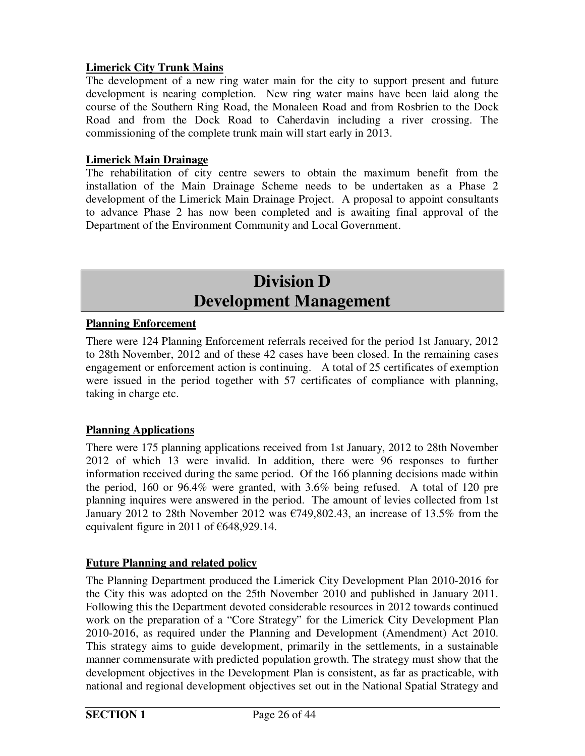**Limerick City Trunk Mains**

The development of a new ring water main for the city to support present and future development is nearing completion. New ring water mains have been laid along the course of the Southern Ring Road, the Monaleen Road and from Rosbrien to the Dock Road and from the Dock Road to Caherdavin including a river crossing. The commissioning of the complete trunk main will start early in 2013.

**Limerick Main Drainage**

The rehabilitation of city centre sewers to obtain the maximum benefit from the installation of the Main Drainage Scheme needs to be undertaken as a Phase 2 development of the Limerick Main Drainage Project. A proposal to appoint consultants to advance Phase 2 has now been completed and is awaiting final approval of the Department of the Environment Community and Local Government.

# Division D
# Development Management

**Planning Enforcement**

There were 124 Planning Enforcement referrals received for the period 1st January, 2012 to 28th November, 2012 and of these 42 cases have been closed. In the remaining cases engagement or enforcement action is continuing. A total of 25 certificates of exemption were issued in the period together with 57 certificates of compliance with planning, taking in charge etc.

**Planning Applications**

There were 175 planning applications received from 1st January, 2012 to 28th November 2012 of which 13 were invalid. In addition, there were 96 responses to further information received during the same period. Of the 166 planning decisions made within the period, 160 or 96.4% were granted, with 3.6% being refused. A total of 120 pre planning inquires were answered in the period. The amount of levies collected from 1st January 2012 to 28th November 2012 was €749,802.43, an increase of 13.5% from the equivalent figure in 2011 of €648,929.14.

**Future Planning and related policy**

The Planning Department produced the Limerick City Development Plan 2010-2016 for the City this was adopted on the 25th November 2010 and published in January 2011. Following this the Department devoted considerable resources in 2012 towards continued work on the preparation of a "Core Strategy" for the Limerick City Development Plan 2010-2016, as required under the Planning and Development (Amendment) Act 2010. This strategy aims to guide development, primarily in the settlements, in a sustainable manner commensurate with predicted population growth. The strategy must show that the development objectives in the Development Plan is consistent, as far as practicable, with national and regional development objectives set out in the National Spatial Strategy and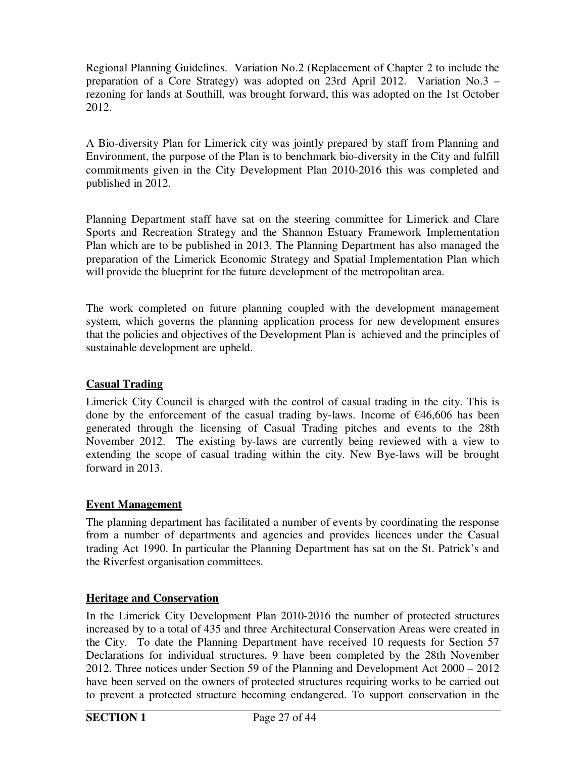Regional Planning Guidelines. Variation No.2 (Replacement of Chapter 2 to include the preparation of a Core Strategy) was adopted on 23rd April 2012. Variation No.3 – rezoning for lands at Southill, was brought forward, this was adopted on the 1st October 2012.

A Bio-diversity Plan for Limerick city was jointly prepared by staff from Planning and Environment, the purpose of the Plan is to benchmark bio-diversity in the City and fulfill commitments given in the City Development Plan 2010-2016 this was completed and published in 2012.

Planning Department staff have sat on the steering committee for Limerick and Clare Sports and Recreation Strategy and the Shannon Estuary Framework Implementation Plan which are to be published in 2013. The Planning Department has also managed the preparation of the Limerick Economic Strategy and Spatial Implementation Plan which will provide the blueprint for the future development of the metropolitan area.

The work completed on future planning coupled with the development management system, which governs the planning application process for new development ensures that the policies and objectives of the Development Plan is achieved and the principles of sustainable development are upheld.

## Casual Trading

Limerick City Council is charged with the control of casual trading in the city. This is done by the enforcement of the casual trading by-laws. Income of €46,606 has been generated through the licensing of Casual Trading pitches and events to the 28th November 2012. The existing by-laws are currently being reviewed with a view to extending the scope of casual trading within the city. New Bye-laws will be brought forward in 2013.

## Event Management

The planning department has facilitated a number of events by coordinating the response from a number of departments and agencies and provides licences under the Casual trading Act 1990. In particular the Planning Department has sat on the St. Patrick's and the Riverfest organisation committees.

## Heritage and Conservation

In the Limerick City Development Plan 2010-2016 the number of protected structures increased by to a total of 435 and three Architectural Conservation Areas were created in the City. To date the Planning Department have received 10 requests for Section 57 Declarations for individual structures, 9 have been completed by the 28th November 2012. Three notices under Section 59 of the Planning and Development Act 2000 – 2012 have been served on the owners of protected structures requiring works to be carried out to prevent a protected structure becoming endangered. To support conservation in the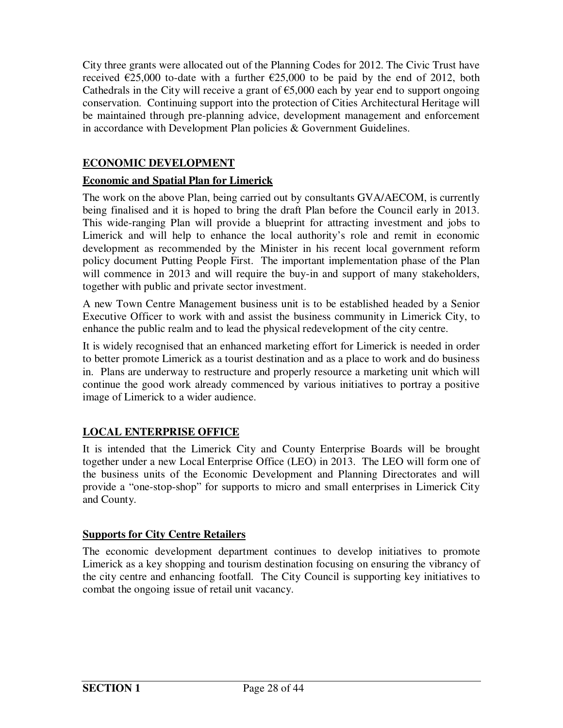City three grants were allocated out of the Planning Codes for 2012. The Civic Trust have received €25,000 to-date with a further €25,000 to be paid by the end of 2012, both Cathedrals in the City will receive a grant of €5,000 each by year end to support ongoing conservation. Continuing support into the protection of Cities Architectural Heritage will be maintained through pre-planning advice, development management and enforcement in accordance with Development Plan policies & Government Guidelines.

## ECONOMIC DEVELOPMENT

### Economic and Spatial Plan for Limerick

The work on the above Plan, being carried out by consultants GVA/AECOM, is currently being finalised and it is hoped to bring the draft Plan before the Council early in 2013. This wide-ranging Plan will provide a blueprint for attracting investment and jobs to Limerick and will help to enhance the local authority's role and remit in economic development as recommended by the Minister in his recent local government reform policy document Putting People First. The important implementation phase of the Plan will commence in 2013 and will require the buy-in and support of many stakeholders, together with public and private sector investment.

A new Town Centre Management business unit is to be established headed by a Senior Executive Officer to work with and assist the business community in Limerick City, to enhance the public realm and to lead the physical redevelopment of the city centre.

It is widely recognised that an enhanced marketing effort for Limerick is needed in order to better promote Limerick as a tourist destination and as a place to work and do business in. Plans are underway to restructure and properly resource a marketing unit which will continue the good work already commenced by various initiatives to portray a positive image of Limerick to a wider audience.

## LOCAL ENTERPRISE OFFICE

It is intended that the Limerick City and County Enterprise Boards will be brought together under a new Local Enterprise Office (LEO) in 2013. The LEO will form one of the business units of the Economic Development and Planning Directorates and will provide a "one-stop-shop" for supports to micro and small enterprises in Limerick City and County.

### Supports for City Centre Retailers

The economic development department continues to develop initiatives to promote Limerick as a key shopping and tourism destination focusing on ensuring the vibrancy of the city centre and enhancing footfall. The City Council is supporting key initiatives to combat the ongoing issue of retail unit vacancy.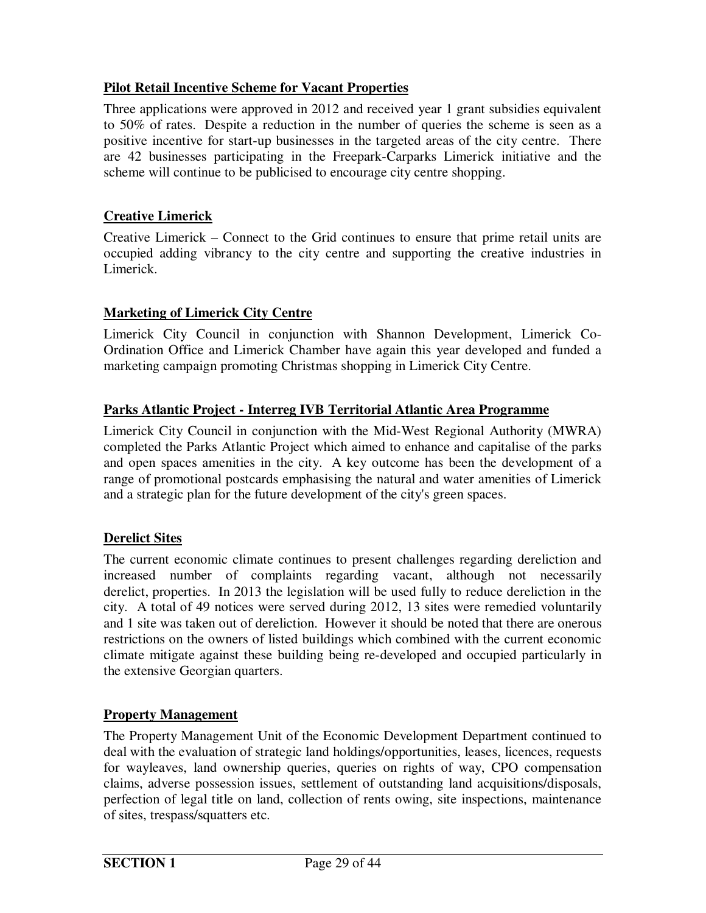**Pilot Retail Incentive Scheme for Vacant Properties**

Three applications were approved in 2012 and received year 1 grant subsidies equivalent to 50% of rates. Despite a reduction in the number of queries the scheme is seen as a positive incentive for start-up businesses in the targeted areas of the city centre. There are 42 businesses participating in the Freepark-Carparks Limerick initiative and the scheme will continue to be publicised to encourage city centre shopping.

**Creative Limerick**

Creative Limerick – Connect to the Grid continues to ensure that prime retail units are occupied adding vibrancy to the city centre and supporting the creative industries in Limerick.

**Marketing of Limerick City Centre**

Limerick City Council in conjunction with Shannon Development, Limerick Co-Ordination Office and Limerick Chamber have again this year developed and funded a marketing campaign promoting Christmas shopping in Limerick City Centre.

**Parks Atlantic Project - Interreg IVB Territorial Atlantic Area Programme**

Limerick City Council in conjunction with the Mid-West Regional Authority (MWRA) completed the Parks Atlantic Project which aimed to enhance and capitalise of the parks and open spaces amenities in the city. A key outcome has been the development of a range of promotional postcards emphasising the natural and water amenities of Limerick and a strategic plan for the future development of the city's green spaces.

**Derelict Sites**

The current economic climate continues to present challenges regarding dereliction and increased number of complaints regarding vacant, although not necessarily derelict, properties. In 2013 the legislation will be used fully to reduce dereliction in the city. A total of 49 notices were served during 2012, 13 sites were remedied voluntarily and 1 site was taken out of dereliction. However it should be noted that there are onerous restrictions on the owners of listed buildings which combined with the current economic climate mitigate against these building being re-developed and occupied particularly in the extensive Georgian quarters.

**Property Management**

The Property Management Unit of the Economic Development Department continued to deal with the evaluation of strategic land holdings/opportunities, leases, licences, requests for wayleaves, land ownership queries, queries on rights of way, CPO compensation claims, adverse possession issues, settlement of outstanding land acquisitions/disposals, perfection of legal title on land, collection of rents owing, site inspections, maintenance of sites, trespass/squatters etc.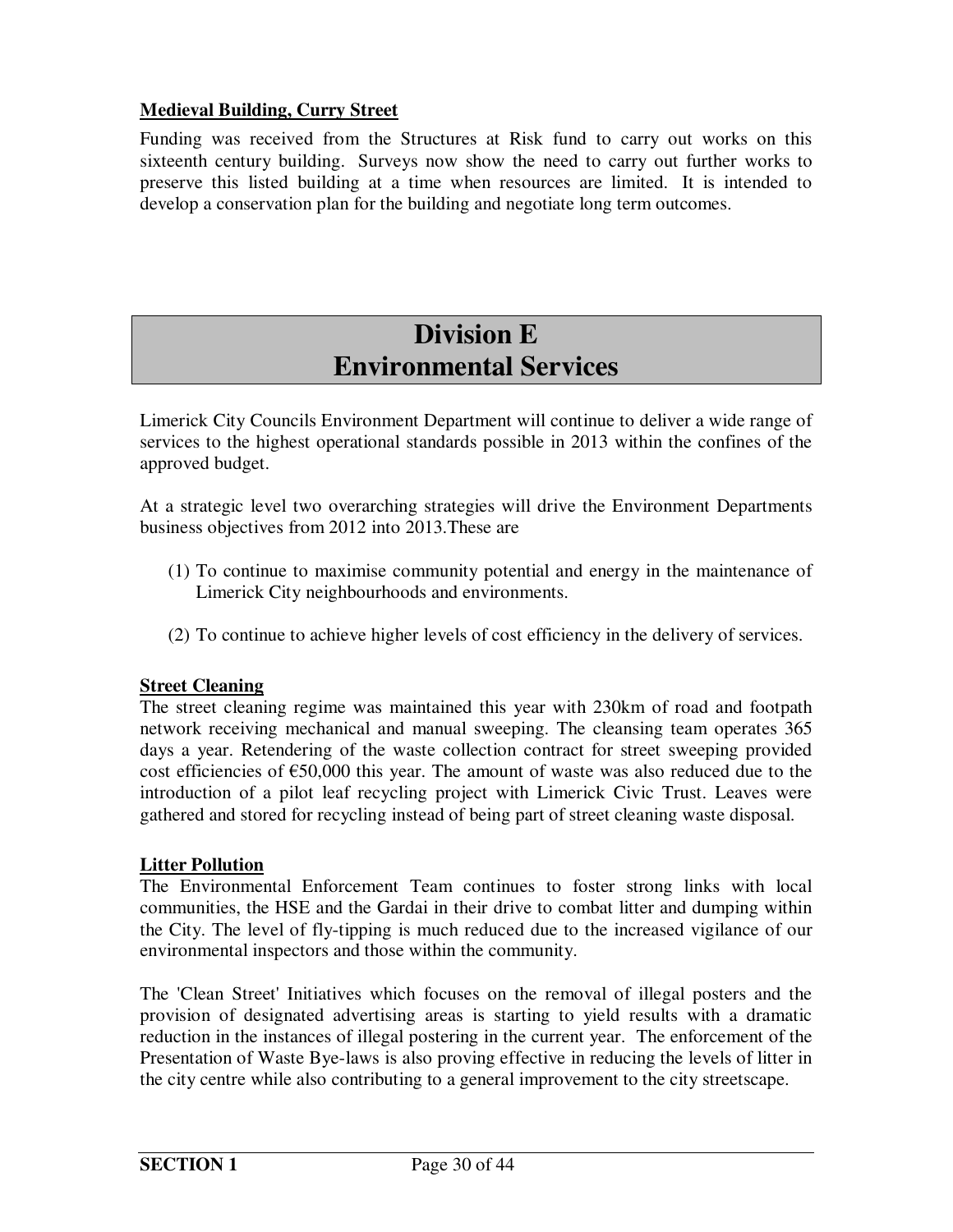**Medieval Building, Curry Street**

Funding was received from the Structures at Risk fund to carry out works on this sixteenth century building. Surveys now show the need to carry out further works to preserve this listed building at a time when resources are limited. It is intended to develop a conservation plan for the building and negotiate long term outcomes.

# Division E
# Environmental Services

Limerick City Councils Environment Department will continue to deliver a wide range of services to the highest operational standards possible in 2013 within the confines of the approved budget.

At a strategic level two overarching strategies will drive the Environment Departments business objectives from 2012 into 2013.These are

(1) To continue to maximise community potential and energy in the maintenance of Limerick City neighbourhoods and environments.

(2) To continue to achieve higher levels of cost efficiency in the delivery of services.

**Street Cleaning**

The street cleaning regime was maintained this year with 230km of road and footpath network receiving mechanical and manual sweeping. The cleansing team operates 365 days a year. Retendering of the waste collection contract for street sweeping provided cost efficiencies of €50,000 this year. The amount of waste was also reduced due to the introduction of a pilot leaf recycling project with Limerick Civic Trust. Leaves were gathered and stored for recycling instead of being part of street cleaning waste disposal.

**Litter Pollution**

The Environmental Enforcement Team continues to foster strong links with local communities, the HSE and the Gardai in their drive to combat litter and dumping within the City. The level of fly-tipping is much reduced due to the increased vigilance of our environmental inspectors and those within the community.

The 'Clean Street' Initiatives which focuses on the removal of illegal posters and the provision of designated advertising areas is starting to yield results with a dramatic reduction in the instances of illegal postering in the current year. The enforcement of the Presentation of Waste Bye-laws is also proving effective in reducing the levels of litter in the city centre while also contributing to a general improvement to the city streetscape.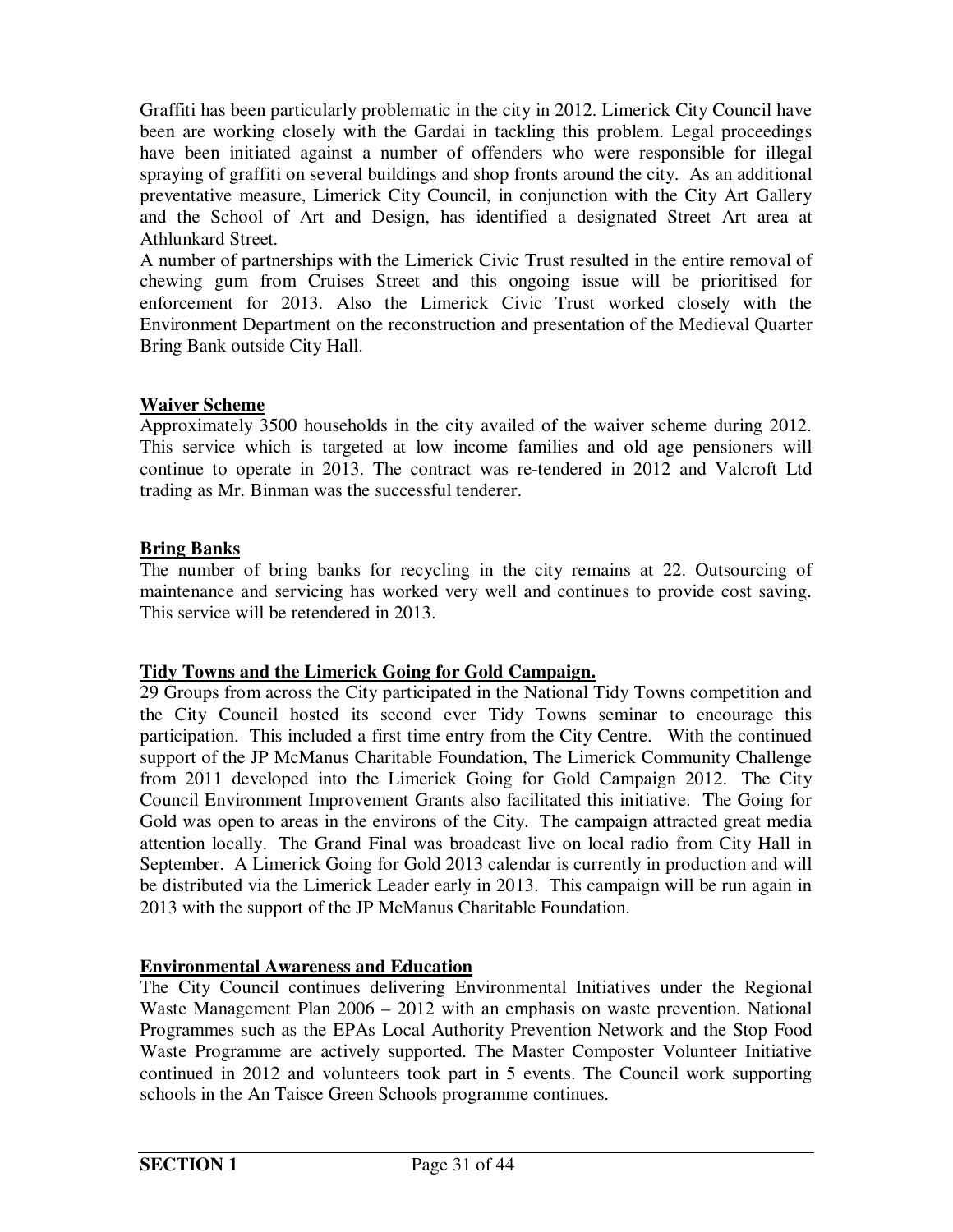Graffiti has been particularly problematic in the city in 2012. Limerick City Council have been are working closely with the Gardai in tackling this problem. Legal proceedings have been initiated against a number of offenders who were responsible for illegal spraying of graffiti on several buildings and shop fronts around the city. As an additional preventative measure, Limerick City Council, in conjunction with the City Art Gallery and the School of Art and Design, has identified a designated Street Art area at Athlunkard Street.

A number of partnerships with the Limerick Civic Trust resulted in the entire removal of chewing gum from Cruises Street and this ongoing issue will be prioritised for enforcement for 2013. Also the Limerick Civic Trust worked closely with the Environment Department on the reconstruction and presentation of the Medieval Quarter Bring Bank outside City Hall.

**Waiver Scheme**

Approximately 3500 households in the city availed of the waiver scheme during 2012. This service which is targeted at low income families and old age pensioners will continue to operate in 2013. The contract was re-tendered in 2012 and Valcroft Ltd trading as Mr. Binman was the successful tenderer.

**Bring Banks**

The number of bring banks for recycling in the city remains at 22. Outsourcing of maintenance and servicing has worked very well and continues to provide cost saving. This service will be retendered in 2013.

**Tidy Towns and the Limerick Going for Gold Campaign.**

29 Groups from across the City participated in the National Tidy Towns competition and the City Council hosted its second ever Tidy Towns seminar to encourage this participation. This included a first time entry from the City Centre. With the continued support of the JP McManus Charitable Foundation, The Limerick Community Challenge from 2011 developed into the Limerick Going for Gold Campaign 2012. The City Council Environment Improvement Grants also facilitated this initiative. The Going for Gold was open to areas in the environs of the City. The campaign attracted great media attention locally. The Grand Final was broadcast live on local radio from City Hall in September. A Limerick Going for Gold 2013 calendar is currently in production and will be distributed via the Limerick Leader early in 2013. This campaign will be run again in 2013 with the support of the JP McManus Charitable Foundation.

**Environmental Awareness and Education**

The City Council continues delivering Environmental Initiatives under the Regional Waste Management Plan 2006 – 2012 with an emphasis on waste prevention. National Programmes such as the EPAs Local Authority Prevention Network and the Stop Food Waste Programme are actively supported. The Master Composter Volunteer Initiative continued in 2012 and volunteers took part in 5 events. The Council work supporting schools in the An Taisce Green Schools programme continues.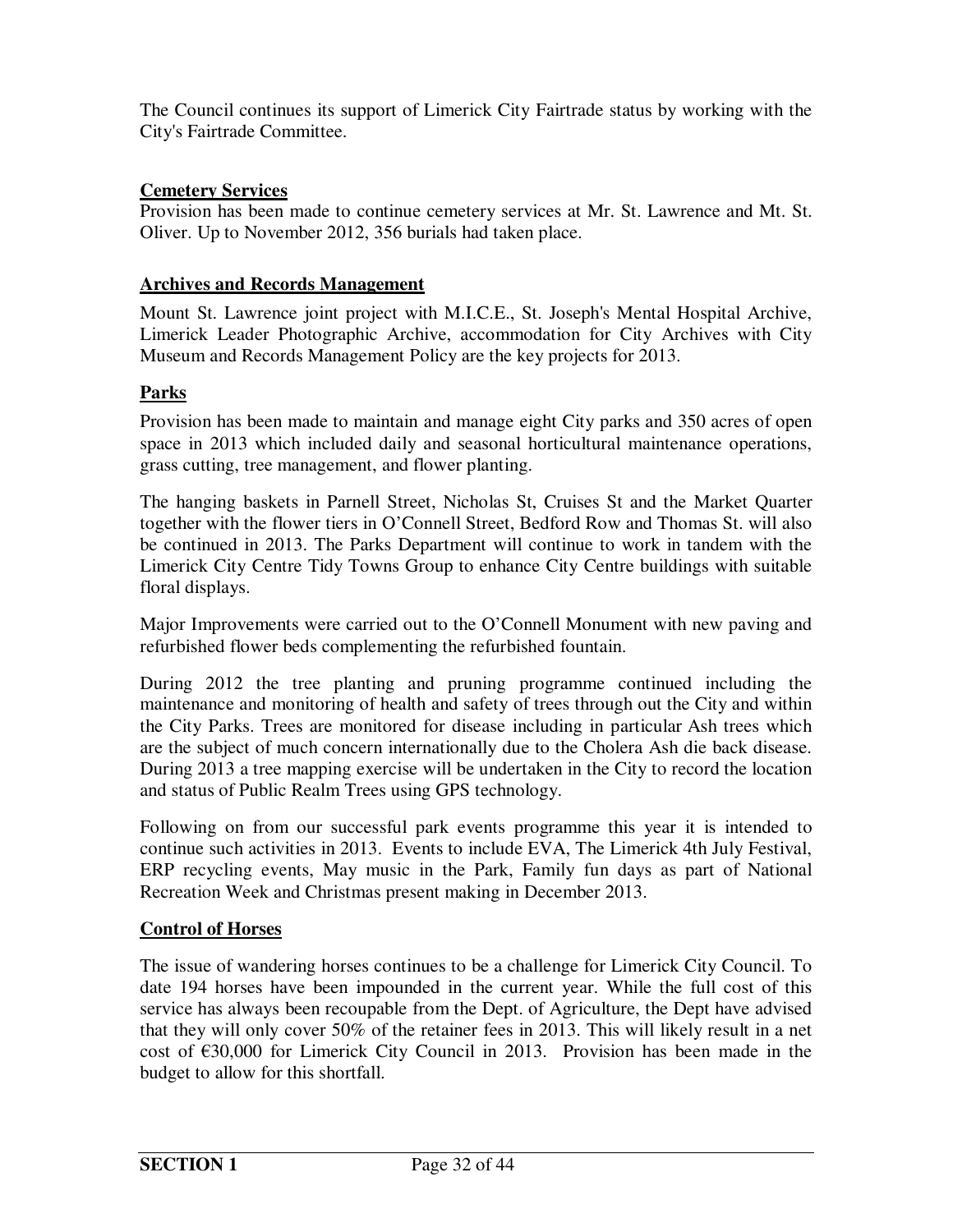The Council continues its support of Limerick City Fairtrade status by working with the City's Fairtrade Committee.

**Cemetery Services**

Provision has been made to continue cemetery services at Mr. St. Lawrence and Mt. St. Oliver. Up to November 2012, 356 burials had taken place.

**Archives and Records Management**

Mount St. Lawrence joint project with M.I.C.E., St. Joseph's Mental Hospital Archive, Limerick Leader Photographic Archive, accommodation for City Archives with City Museum and Records Management Policy are the key projects for 2013.

**Parks**

Provision has been made to maintain and manage eight City parks and 350 acres of open space in 2013 which included daily and seasonal horticultural maintenance operations, grass cutting, tree management, and flower planting.

The hanging baskets in Parnell Street, Nicholas St, Cruises St and the Market Quarter together with the flower tiers in O'Connell Street, Bedford Row and Thomas St. will also be continued in 2013. The Parks Department will continue to work in tandem with the Limerick City Centre Tidy Towns Group to enhance City Centre buildings with suitable floral displays.

Major Improvements were carried out to the O'Connell Monument with new paving and refurbished flower beds complementing the refurbished fountain.

During 2012 the tree planting and pruning programme continued including the maintenance and monitoring of health and safety of trees through out the City and within the City Parks. Trees are monitored for disease including in particular Ash trees which are the subject of much concern internationally due to the Cholera Ash die back disease. During 2013 a tree mapping exercise will be undertaken in the City to record the location and status of Public Realm Trees using GPS technology.

Following on from our successful park events programme this year it is intended to continue such activities in 2013. Events to include EVA, The Limerick 4th July Festival, ERP recycling events, May music in the Park, Family fun days as part of National Recreation Week and Christmas present making in December 2013.

**Control of Horses**

The issue of wandering horses continues to be a challenge for Limerick City Council. To date 194 horses have been impounded in the current year. While the full cost of this service has always been recoupable from the Dept. of Agriculture, the Dept have advised that they will only cover 50% of the retainer fees in 2013. This will likely result in a net cost of €30,000 for Limerick City Council in 2013. Provision has been made in the budget to allow for this shortfall.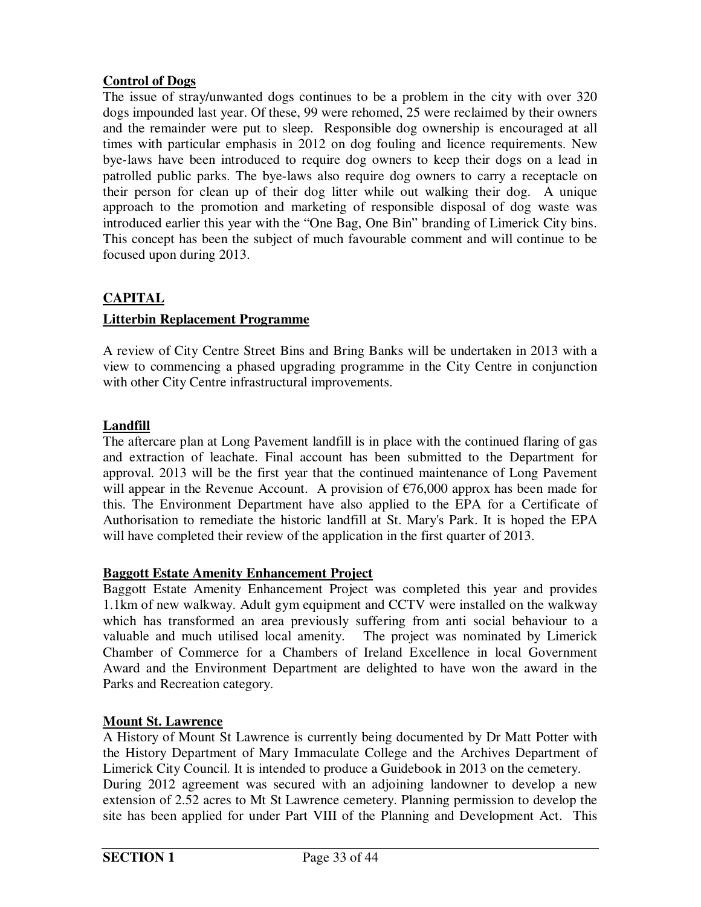**Control of Dogs**

The issue of stray/unwanted dogs continues to be a problem in the city with over 320 dogs impounded last year. Of these, 99 were rehomed, 25 were reclaimed by their owners and the remainder were put to sleep. Responsible dog ownership is encouraged at all times with particular emphasis in 2012 on dog fouling and licence requirements. New bye-laws have been introduced to require dog owners to keep their dogs on a lead in patrolled public parks. The bye-laws also require dog owners to carry a receptacle on their person for clean up of their dog litter while out walking their dog. A unique approach to the promotion and marketing of responsible disposal of dog waste was introduced earlier this year with the "One Bag, One Bin" branding of Limerick City bins. This concept has been the subject of much favourable comment and will continue to be focused upon during 2013.

## CAPITAL

**Litterbin Replacement Programme**

A review of City Centre Street Bins and Bring Banks will be undertaken in 2013 with a view to commencing a phased upgrading programme in the City Centre in conjunction with other City Centre infrastructural improvements.

**Landfill**

The aftercare plan at Long Pavement landfill is in place with the continued flaring of gas and extraction of leachate. Final account has been submitted to the Department for approval. 2013 will be the first year that the continued maintenance of Long Pavement will appear in the Revenue Account. A provision of €76,000 approx has been made for this. The Environment Department have also applied to the EPA for a Certificate of Authorisation to remediate the historic landfill at St. Mary's Park. It is hoped the EPA will have completed their review of the application in the first quarter of 2013.

**Baggott Estate Amenity Enhancement Project**

Baggott Estate Amenity Enhancement Project was completed this year and provides 1.1km of new walkway. Adult gym equipment and CCTV were installed on the walkway which has transformed an area previously suffering from anti social behaviour to a valuable and much utilised local amenity. The project was nominated by Limerick Chamber of Commerce for a Chambers of Ireland Excellence in local Government Award and the Environment Department are delighted to have won the award in the Parks and Recreation category.

**Mount St. Lawrence**

A History of Mount St Lawrence is currently being documented by Dr Matt Potter with the History Department of Mary Immaculate College and the Archives Department of Limerick City Council. It is intended to produce a Guidebook in 2013 on the cemetery.

During 2012 agreement was secured with an adjoining landowner to develop a new extension of 2.52 acres to Mt St Lawrence cemetery. Planning permission to develop the site has been applied for under Part VIII of the Planning and Development Act. This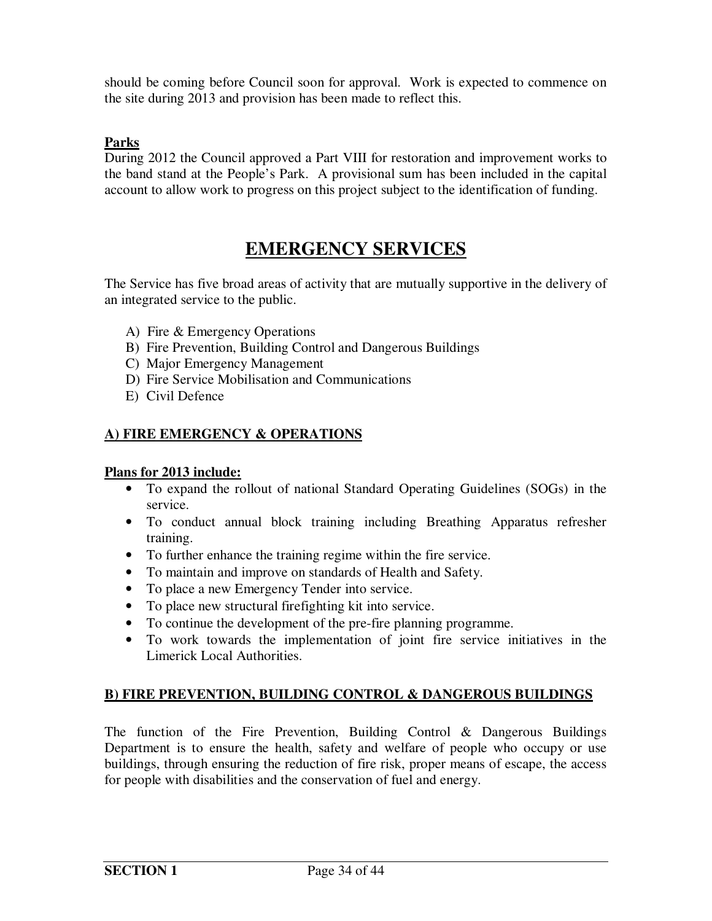should be coming before Council soon for approval. Work is expected to commence on the site during 2013 and provision has been made to reflect this.

**Parks**

During 2012 the Council approved a Part VIII for restoration and improvement works to the band stand at the People's Park. A provisional sum has been included in the capital account to allow work to progress on this project subject to the identification of funding.

# EMERGENCY SERVICES

The Service has five broad areas of activity that are mutually supportive in the delivery of an integrated service to the public.

A) Fire & Emergency Operations
B) Fire Prevention, Building Control and Dangerous Buildings
C) Major Emergency Management
D) Fire Service Mobilisation and Communications
E) Civil Defence

## A) FIRE EMERGENCY & OPERATIONS

**Plans for 2013 include:**

- To expand the rollout of national Standard Operating Guidelines (SOGs) in the service.
- To conduct annual block training including Breathing Apparatus refresher training.
- To further enhance the training regime within the fire service.
- To maintain and improve on standards of Health and Safety.
- To place a new Emergency Tender into service.
- To place new structural firefighting kit into service.
- To continue the development of the pre-fire planning programme.
- To work towards the implementation of joint fire service initiatives in the Limerick Local Authorities.

## B) FIRE PREVENTION, BUILDING CONTROL & DANGEROUS BUILDINGS

The function of the Fire Prevention, Building Control & Dangerous Buildings Department is to ensure the health, safety and welfare of people who occupy or use buildings, through ensuring the reduction of fire risk, proper means of escape, the access for people with disabilities and the conservation of fuel and energy.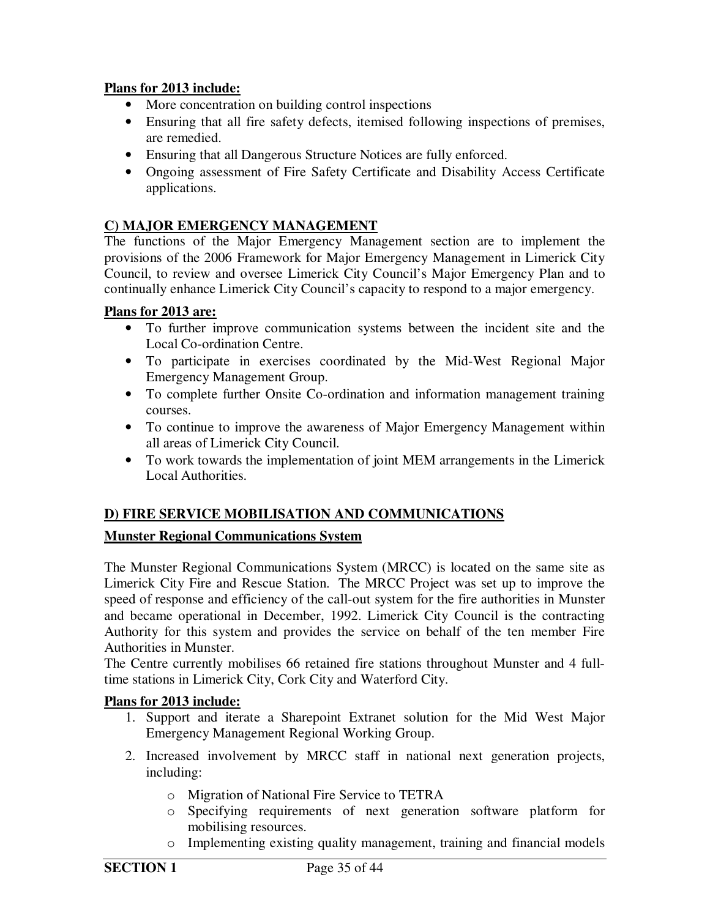**Plans for 2013 include:**

- More concentration on building control inspections
- Ensuring that all fire safety defects, itemised following inspections of premises, are remedied.
- Ensuring that all Dangerous Structure Notices are fully enforced.
- Ongoing assessment of Fire Safety Certificate and Disability Access Certificate applications.

## C) MAJOR EMERGENCY MANAGEMENT

The functions of the Major Emergency Management section are to implement the provisions of the 2006 Framework for Major Emergency Management in Limerick City Council, to review and oversee Limerick City Council's Major Emergency Plan and to continually enhance Limerick City Council's capacity to respond to a major emergency.

**Plans for 2013 are:**

- To further improve communication systems between the incident site and the Local Co-ordination Centre.
- To participate in exercises coordinated by the Mid-West Regional Major Emergency Management Group.
- To complete further Onsite Co-ordination and information management training courses.
- To continue to improve the awareness of Major Emergency Management within all areas of Limerick City Council.
- To work towards the implementation of joint MEM arrangements in the Limerick Local Authorities.

## D) FIRE SERVICE MOBILISATION AND COMMUNICATIONS

### Munster Regional Communications System

The Munster Regional Communications System (MRCC) is located on the same site as Limerick City Fire and Rescue Station. The MRCC Project was set up to improve the speed of response and efficiency of the call-out system for the fire authorities in Munster and became operational in December, 1992. Limerick City Council is the contracting Authority for this system and provides the service on behalf of the ten member Fire Authorities in Munster.

The Centre currently mobilises 66 retained fire stations throughout Munster and 4 full-time stations in Limerick City, Cork City and Waterford City.

**Plans for 2013 include:**

1. Support and iterate a Sharepoint Extranet solution for the Mid West Major Emergency Management Regional Working Group.
2. Increased involvement by MRCC staff in national next generation projects, including:
   - Migration of National Fire Service to TETRA
   - Specifying requirements of next generation software platform for mobilising resources.
   - Implementing existing quality management, training and financial models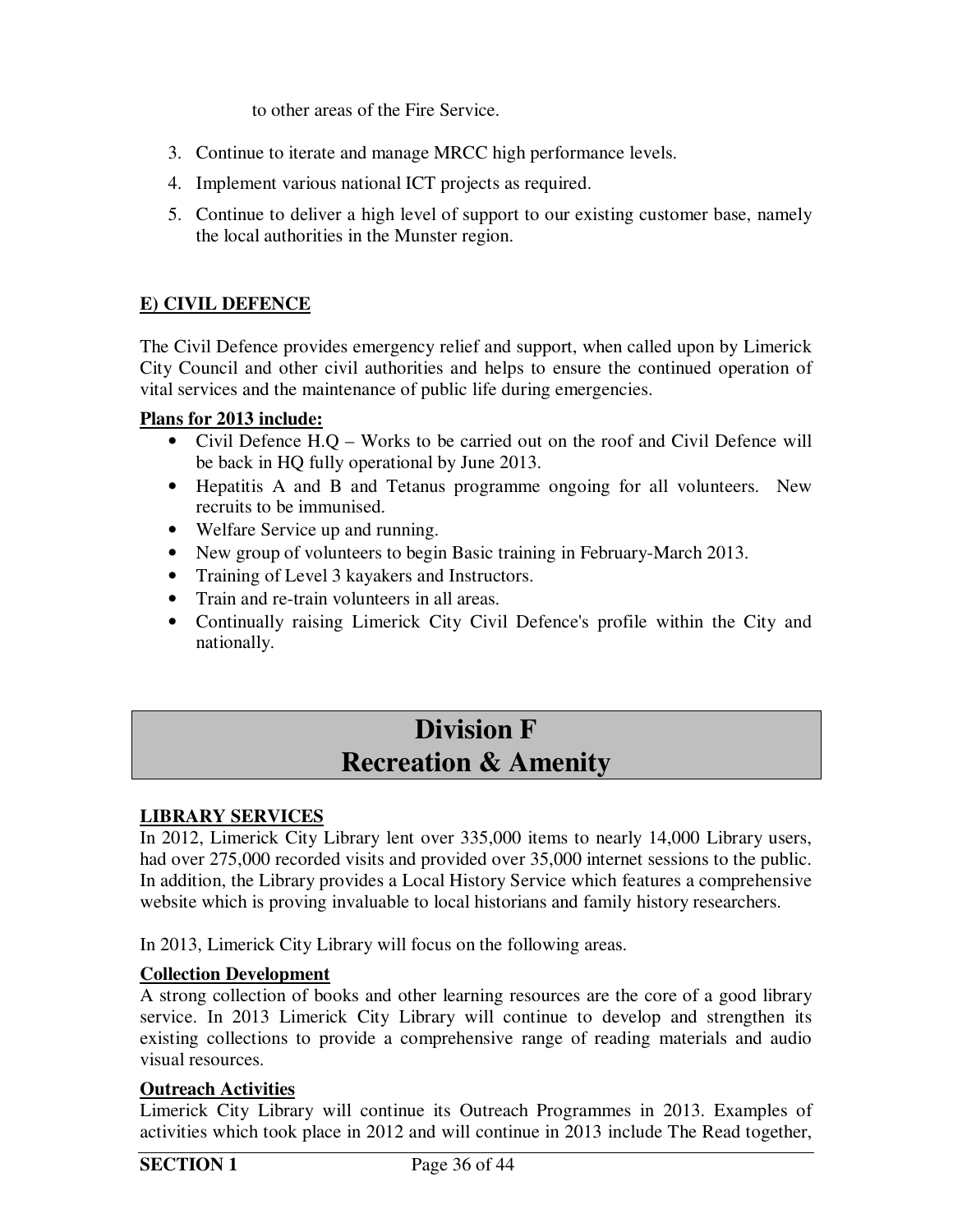to other areas of the Fire Service.

3. Continue to iterate and manage MRCC high performance levels.
4. Implement various national ICT projects as required.
5. Continue to deliver a high level of support to our existing customer base, namely the local authorities in the Munster region.

## E) CIVIL DEFENCE

The Civil Defence provides emergency relief and support, when called upon by Limerick City Council and other civil authorities and helps to ensure the continued operation of vital services and the maintenance of public life during emergencies.

**Plans for 2013 include:**

- Civil Defence H.Q – Works to be carried out on the roof and Civil Defence will be back in HQ fully operational by June 2013.
- Hepatitis A and B and Tetanus programme ongoing for all volunteers. New recruits to be immunised.
- Welfare Service up and running.
- New group of volunteers to begin Basic training in February-March 2013.
- Training of Level 3 kayakers and Instructors.
- Train and re-train volunteers in all areas.
- Continually raising Limerick City Civil Defence's profile within the City and nationally.

# Division F
# Recreation & Amenity

## LIBRARY SERVICES

In 2012, Limerick City Library lent over 335,000 items to nearly 14,000 Library users, had over 275,000 recorded visits and provided over 35,000 internet sessions to the public. In addition, the Library provides a Local History Service which features a comprehensive website which is proving invaluable to local historians and family history researchers.

In 2013, Limerick City Library will focus on the following areas.

### Collection Development

A strong collection of books and other learning resources are the core of a good library service. In 2013 Limerick City Library will continue to develop and strengthen its existing collections to provide a comprehensive range of reading materials and audio visual resources.

### Outreach Activities

Limerick City Library will continue its Outreach Programmes in 2013. Examples of activities which took place in 2012 and will continue in 2013 include The Read together,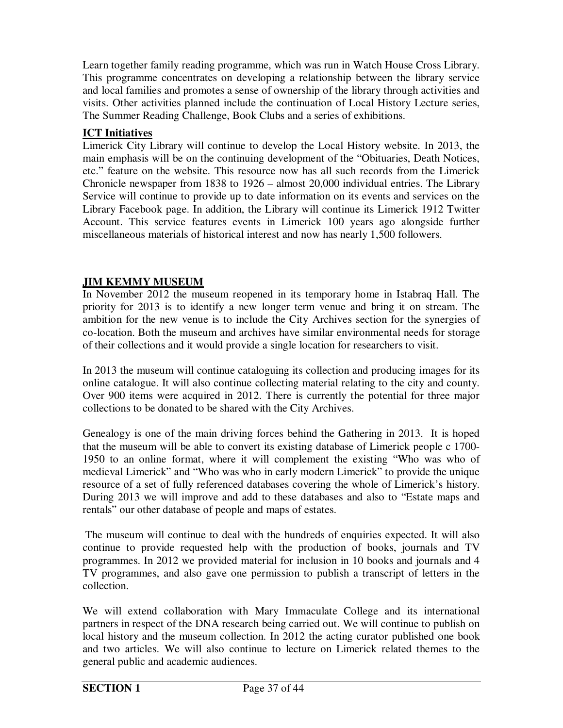Learn together family reading programme, which was run in Watch House Cross Library. This programme concentrates on developing a relationship between the library service and local families and promotes a sense of ownership of the library through activities and visits. Other activities planned include the continuation of Local History Lecture series, The Summer Reading Challenge, Book Clubs and a series of exhibitions.

**ICT Initiatives**

Limerick City Library will continue to develop the Local History website. In 2013, the main emphasis will be on the continuing development of the "Obituaries, Death Notices, etc." feature on the website. This resource now has all such records from the Limerick Chronicle newspaper from 1838 to 1926 – almost 20,000 individual entries. The Library Service will continue to provide up to date information on its events and services on the Library Facebook page. In addition, the Library will continue its Limerick 1912 Twitter Account. This service features events in Limerick 100 years ago alongside further miscellaneous materials of historical interest and now has nearly 1,500 followers.

**JIM KEMMY MUSEUM**

In November 2012 the museum reopened in its temporary home in Istabraq Hall. The priority for 2013 is to identify a new longer term venue and bring it on stream. The ambition for the new venue is to include the City Archives section for the synergies of co-location. Both the museum and archives have similar environmental needs for storage of their collections and it would provide a single location for researchers to visit.

In 2013 the museum will continue cataloguing its collection and producing images for its online catalogue. It will also continue collecting material relating to the city and county. Over 900 items were acquired in 2012. There is currently the potential for three major collections to be donated to be shared with the City Archives.

Genealogy is one of the main driving forces behind the Gathering in 2013. It is hoped that the museum will be able to convert its existing database of Limerick people c 1700-1950 to an online format, where it will complement the existing "Who was who of medieval Limerick" and "Who was who in early modern Limerick" to provide the unique resource of a set of fully referenced databases covering the whole of Limerick's history. During 2013 we will improve and add to these databases and also to "Estate maps and rentals" our other database of people and maps of estates.

The museum will continue to deal with the hundreds of enquiries expected. It will also continue to provide requested help with the production of books, journals and TV programmes. In 2012 we provided material for inclusion in 10 books and journals and 4 TV programmes, and also gave one permission to publish a transcript of letters in the collection.

We will extend collaboration with Mary Immaculate College and its international partners in respect of the DNA research being carried out. We will continue to publish on local history and the museum collection. In 2012 the acting curator published one book and two articles. We will also continue to lecture on Limerick related themes to the general public and academic audiences.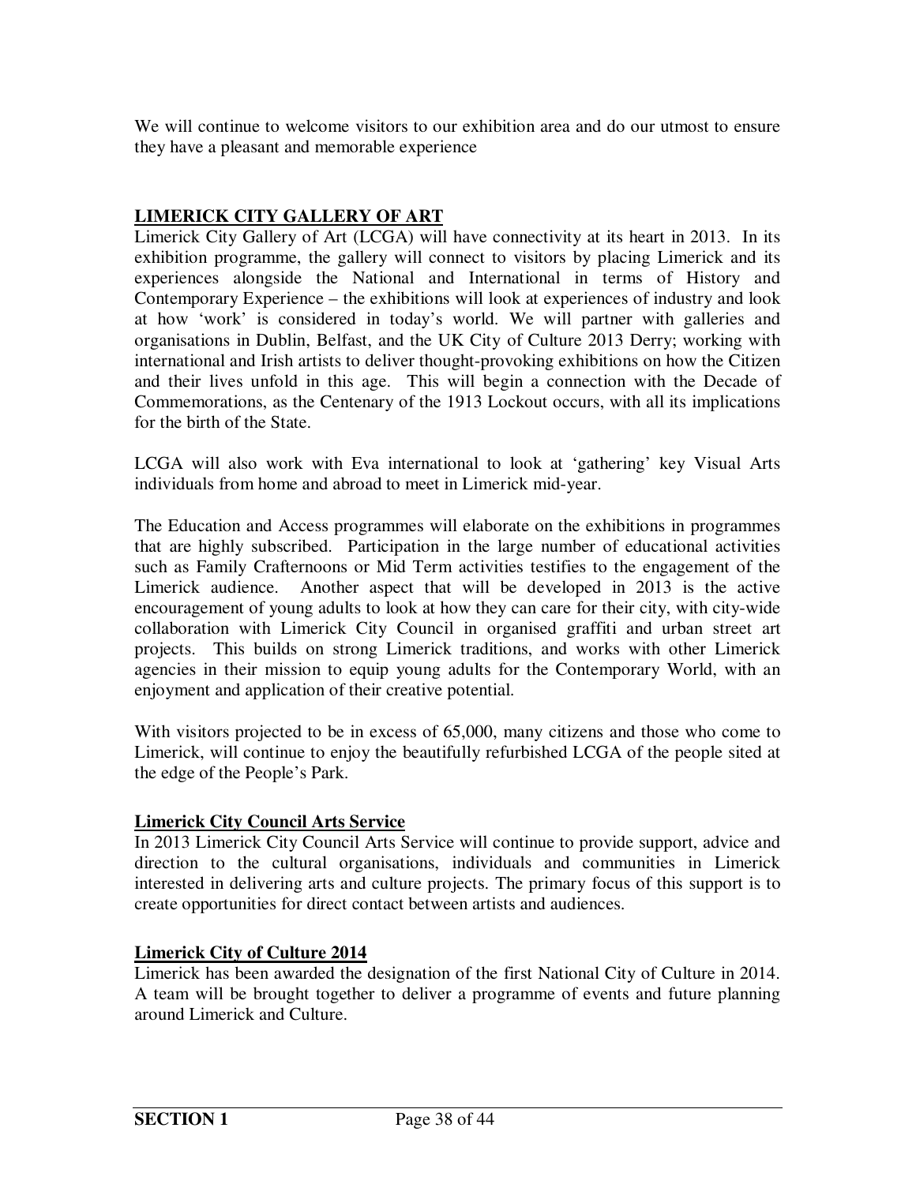We will continue to welcome visitors to our exhibition area and do our utmost to ensure they have a pleasant and memorable experience

## LIMERICK CITY GALLERY OF ART

Limerick City Gallery of Art (LCGA) will have connectivity at its heart in 2013. In its exhibition programme, the gallery will connect to visitors by placing Limerick and its experiences alongside the National and International in terms of History and Contemporary Experience – the exhibitions will look at experiences of industry and look at how 'work' is considered in today's world. We will partner with galleries and organisations in Dublin, Belfast, and the UK City of Culture 2013 Derry; working with international and Irish artists to deliver thought-provoking exhibitions on how the Citizen and their lives unfold in this age. This will begin a connection with the Decade of Commemorations, as the Centenary of the 1913 Lockout occurs, with all its implications for the birth of the State.

LCGA will also work with Eva international to look at 'gathering' key Visual Arts individuals from home and abroad to meet in Limerick mid-year.

The Education and Access programmes will elaborate on the exhibitions in programmes that are highly subscribed. Participation in the large number of educational activities such as Family Crafternoons or Mid Term activities testifies to the engagement of the Limerick audience. Another aspect that will be developed in 2013 is the active encouragement of young adults to look at how they can care for their city, with city-wide collaboration with Limerick City Council in organised graffiti and urban street art projects. This builds on strong Limerick traditions, and works with other Limerick agencies in their mission to equip young adults for the Contemporary World, with an enjoyment and application of their creative potential.

With visitors projected to be in excess of 65,000, many citizens and those who come to Limerick, will continue to enjoy the beautifully refurbished LCGA of the people sited at the edge of the People's Park.

### Limerick City Council Arts Service

In 2013 Limerick City Council Arts Service will continue to provide support, advice and direction to the cultural organisations, individuals and communities in Limerick interested in delivering arts and culture projects. The primary focus of this support is to create opportunities for direct contact between artists and audiences.

### Limerick City of Culture 2014

Limerick has been awarded the designation of the first National City of Culture in 2014. A team will be brought together to deliver a programme of events and future planning around Limerick and Culture.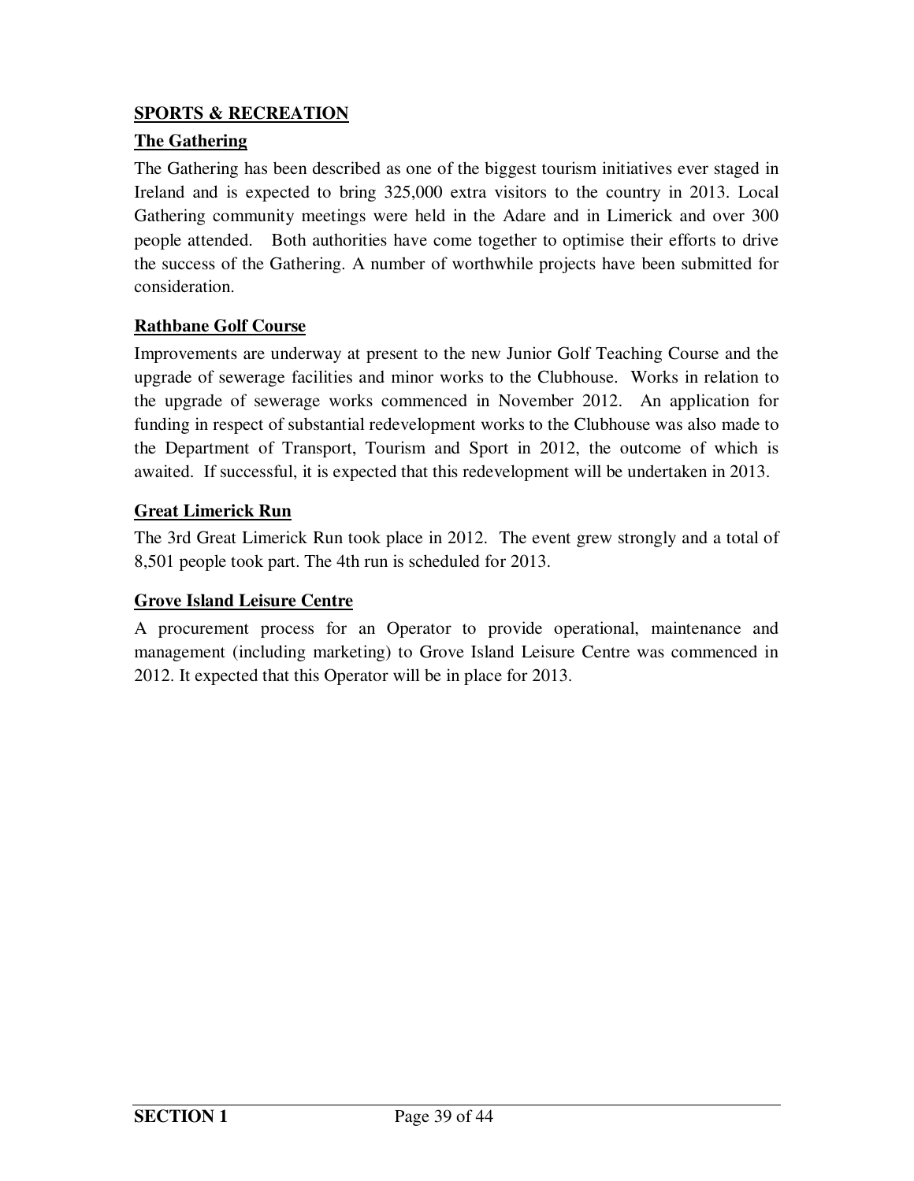## SPORTS & RECREATION

### The Gathering

The Gathering has been described as one of the biggest tourism initiatives ever staged in Ireland and is expected to bring 325,000 extra visitors to the country in 2013. Local Gathering community meetings were held in the Adare and in Limerick and over 300 people attended. Both authorities have come together to optimise their efforts to drive the success of the Gathering. A number of worthwhile projects have been submitted for consideration.

### Rathbane Golf Course

Improvements are underway at present to the new Junior Golf Teaching Course and the upgrade of sewerage facilities and minor works to the Clubhouse. Works in relation to the upgrade of sewerage works commenced in November 2012. An application for funding in respect of substantial redevelopment works to the Clubhouse was also made to the Department of Transport, Tourism and Sport in 2012, the outcome of which is awaited. If successful, it is expected that this redevelopment will be undertaken in 2013.

### Great Limerick Run

The 3rd Great Limerick Run took place in 2012. The event grew strongly and a total of 8,501 people took part. The 4th run is scheduled for 2013.

### Grove Island Leisure Centre

A procurement process for an Operator to provide operational, maintenance and management (including marketing) to Grove Island Leisure Centre was commenced in 2012. It expected that this Operator will be in place for 2013.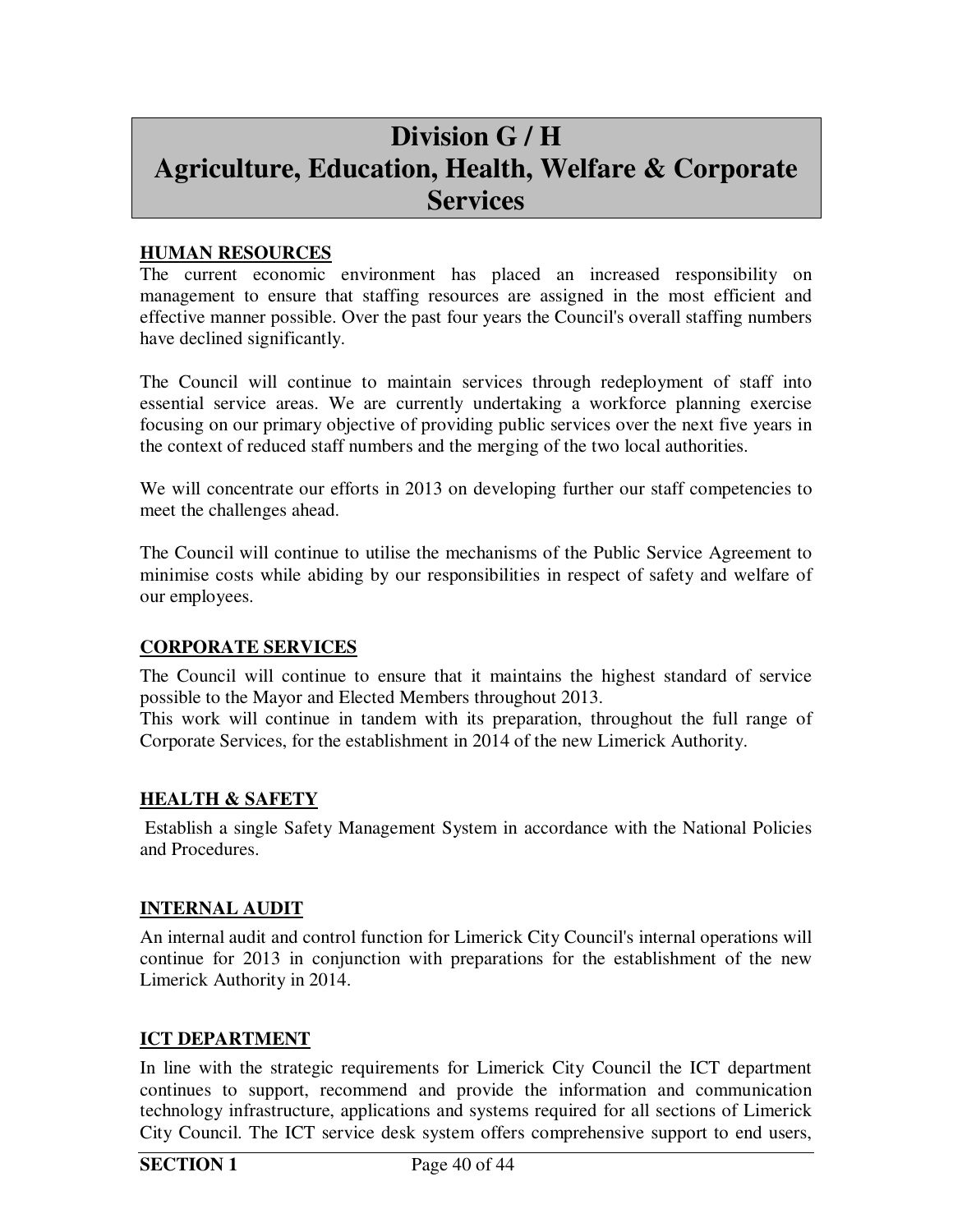# Division G / H
# Agriculture, Education, Health, Welfare & Corporate Services

## HUMAN RESOURCES

The current economic environment has placed an increased responsibility on management to ensure that staffing resources are assigned in the most efficient and effective manner possible. Over the past four years the Council's overall staffing numbers have declined significantly.

The Council will continue to maintain services through redeployment of staff into essential service areas. We are currently undertaking a workforce planning exercise focusing on our primary objective of providing public services over the next five years in the context of reduced staff numbers and the merging of the two local authorities.

We will concentrate our efforts in 2013 on developing further our staff competencies to meet the challenges ahead.

The Council will continue to utilise the mechanisms of the Public Service Agreement to minimise costs while abiding by our responsibilities in respect of safety and welfare of our employees.

## CORPORATE SERVICES

The Council will continue to ensure that it maintains the highest standard of service possible to the Mayor and Elected Members throughout 2013.
This work will continue in tandem with its preparation, throughout the full range of Corporate Services, for the establishment in 2014 of the new Limerick Authority.

## HEALTH & SAFETY

Establish a single Safety Management System in accordance with the National Policies and Procedures.

## INTERNAL AUDIT

An internal audit and control function for Limerick City Council's internal operations will continue for 2013 in conjunction with preparations for the establishment of the new Limerick Authority in 2014.

## ICT DEPARTMENT

In line with the strategic requirements for Limerick City Council the ICT department continues to support, recommend and provide the information and communication technology infrastructure, applications and systems required for all sections of Limerick City Council. The ICT service desk system offers comprehensive support to end users,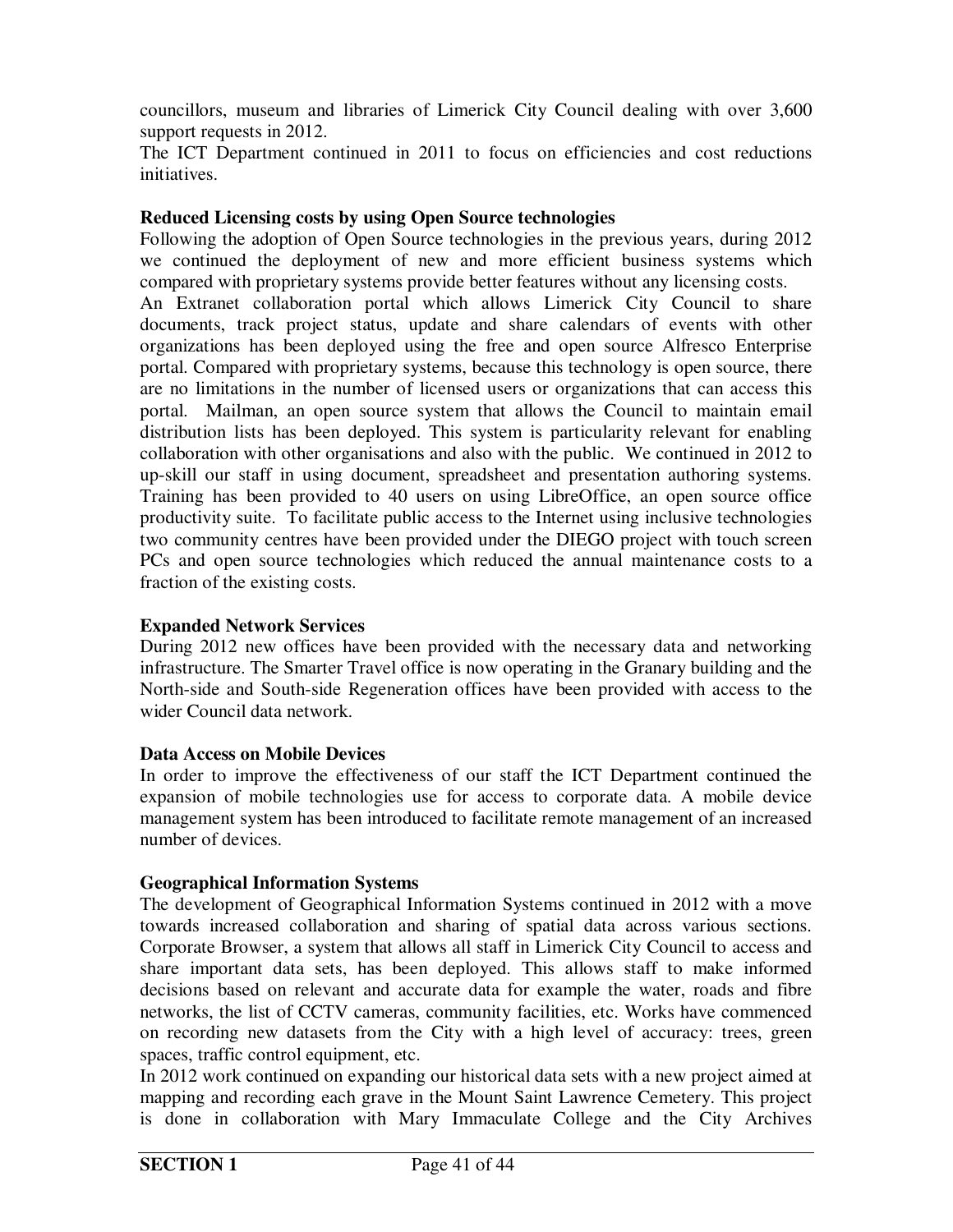councillors, museum and libraries of Limerick City Council dealing with over 3,600 support requests in 2012.

The ICT Department continued in 2011 to focus on efficiencies and cost reductions initiatives.

**Reduced Licensing costs by using Open Source technologies**

Following the adoption of Open Source technologies in the previous years, during 2012 we continued the deployment of new and more efficient business systems which compared with proprietary systems provide better features without any licensing costs.

An Extranet collaboration portal which allows Limerick City Council to share documents, track project status, update and share calendars of events with other organizations has been deployed using the free and open source Alfresco Enterprise portal. Compared with proprietary systems, because this technology is open source, there are no limitations in the number of licensed users or organizations that can access this portal. Mailman, an open source system that allows the Council to maintain email distribution lists has been deployed. This system is particularity relevant for enabling collaboration with other organisations and also with the public. We continued in 2012 to up-skill our staff in using document, spreadsheet and presentation authoring systems. Training has been provided to 40 users on using LibreOffice, an open source office productivity suite. To facilitate public access to the Internet using inclusive technologies two community centres have been provided under the DIEGO project with touch screen PCs and open source technologies which reduced the annual maintenance costs to a fraction of the existing costs.

**Expanded Network Services**

During 2012 new offices have been provided with the necessary data and networking infrastructure. The Smarter Travel office is now operating in the Granary building and the North-side and South-side Regeneration offices have been provided with access to the wider Council data network.

**Data Access on Mobile Devices**

In order to improve the effectiveness of our staff the ICT Department continued the expansion of mobile technologies use for access to corporate data. A mobile device management system has been introduced to facilitate remote management of an increased number of devices.

**Geographical Information Systems**

The development of Geographical Information Systems continued in 2012 with a move towards increased collaboration and sharing of spatial data across various sections. Corporate Browser, a system that allows all staff in Limerick City Council to access and share important data sets, has been deployed. This allows staff to make informed decisions based on relevant and accurate data for example the water, roads and fibre networks, the list of CCTV cameras, community facilities, etc. Works have commenced on recording new datasets from the City with a high level of accuracy: trees, green spaces, traffic control equipment, etc.

In 2012 work continued on expanding our historical data sets with a new project aimed at mapping and recording each grave in the Mount Saint Lawrence Cemetery. This project is done in collaboration with Mary Immaculate College and the City Archives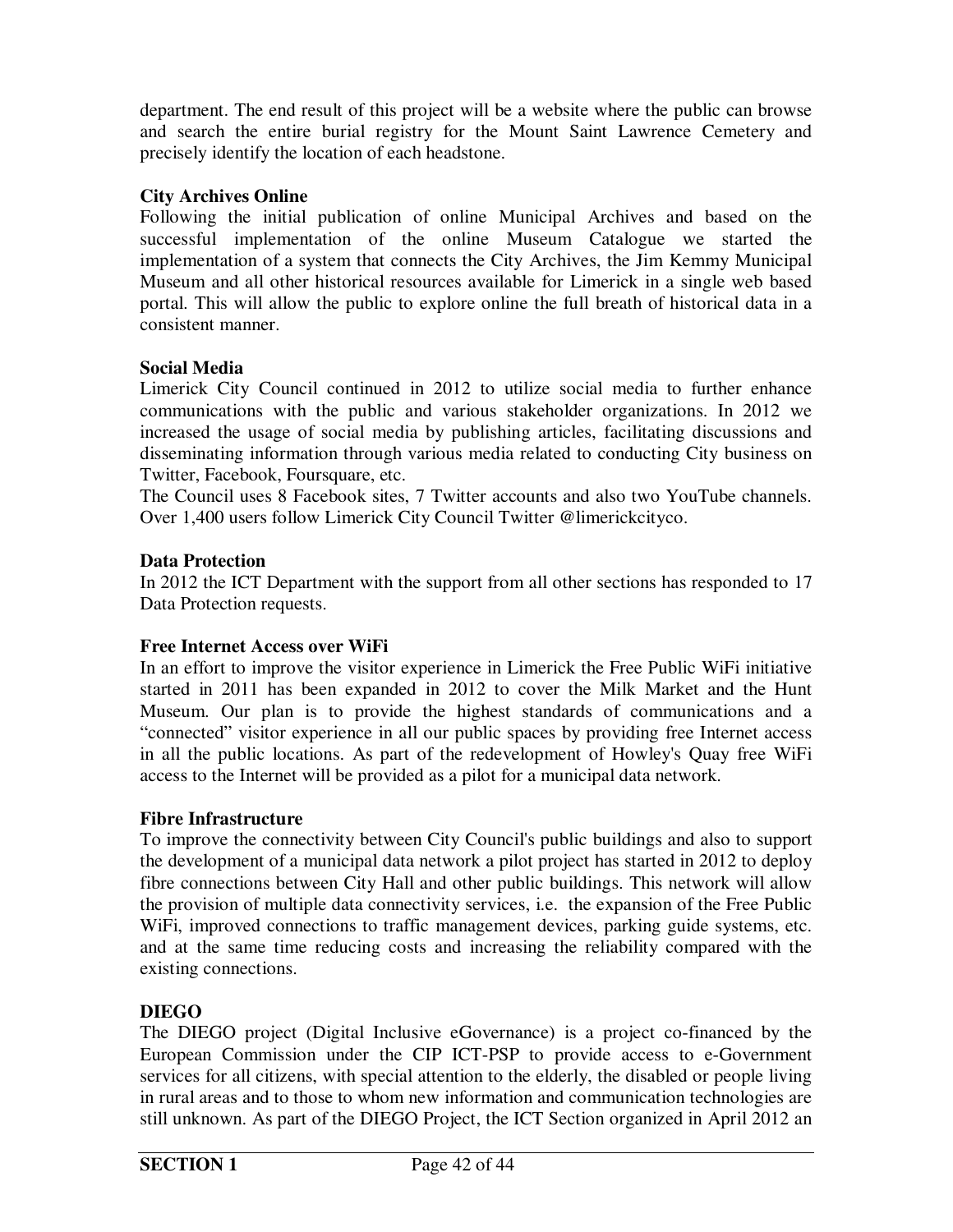department. The end result of this project will be a website where the public can browse and search the entire burial registry for the Mount Saint Lawrence Cemetery and precisely identify the location of each headstone.

**City Archives Online**

Following the initial publication of online Municipal Archives and based on the successful implementation of the online Museum Catalogue we started the implementation of a system that connects the City Archives, the Jim Kemmy Municipal Museum and all other historical resources available for Limerick in a single web based portal. This will allow the public to explore online the full breath of historical data in a consistent manner.

**Social Media**

Limerick City Council continued in 2012 to utilize social media to further enhance communications with the public and various stakeholder organizations. In 2012 we increased the usage of social media by publishing articles, facilitating discussions and disseminating information through various media related to conducting City business on Twitter, Facebook, Foursquare, etc.

The Council uses 8 Facebook sites, 7 Twitter accounts and also two YouTube channels. Over 1,400 users follow Limerick City Council Twitter @limerickcityco.

**Data Protection**

In 2012 the ICT Department with the support from all other sections has responded to 17 Data Protection requests.

**Free Internet Access over WiFi**

In an effort to improve the visitor experience in Limerick the Free Public WiFi initiative started in 2011 has been expanded in 2012 to cover the Milk Market and the Hunt Museum. Our plan is to provide the highest standards of communications and a "connected" visitor experience in all our public spaces by providing free Internet access in all the public locations. As part of the redevelopment of Howley's Quay free WiFi access to the Internet will be provided as a pilot for a municipal data network.

**Fibre Infrastructure**

To improve the connectivity between City Council's public buildings and also to support the development of a municipal data network a pilot project has started in 2012 to deploy fibre connections between City Hall and other public buildings. This network will allow the provision of multiple data connectivity services, i.e. the expansion of the Free Public WiFi, improved connections to traffic management devices, parking guide systems, etc. and at the same time reducing costs and increasing the reliability compared with the existing connections.

**DIEGO**

The DIEGO project (Digital Inclusive eGovernance) is a project co-financed by the European Commission under the CIP ICT-PSP to provide access to e-Government services for all citizens, with special attention to the elderly, the disabled or people living in rural areas and to those to whom new information and communication technologies are still unknown. As part of the DIEGO Project, the ICT Section organized in April 2012 an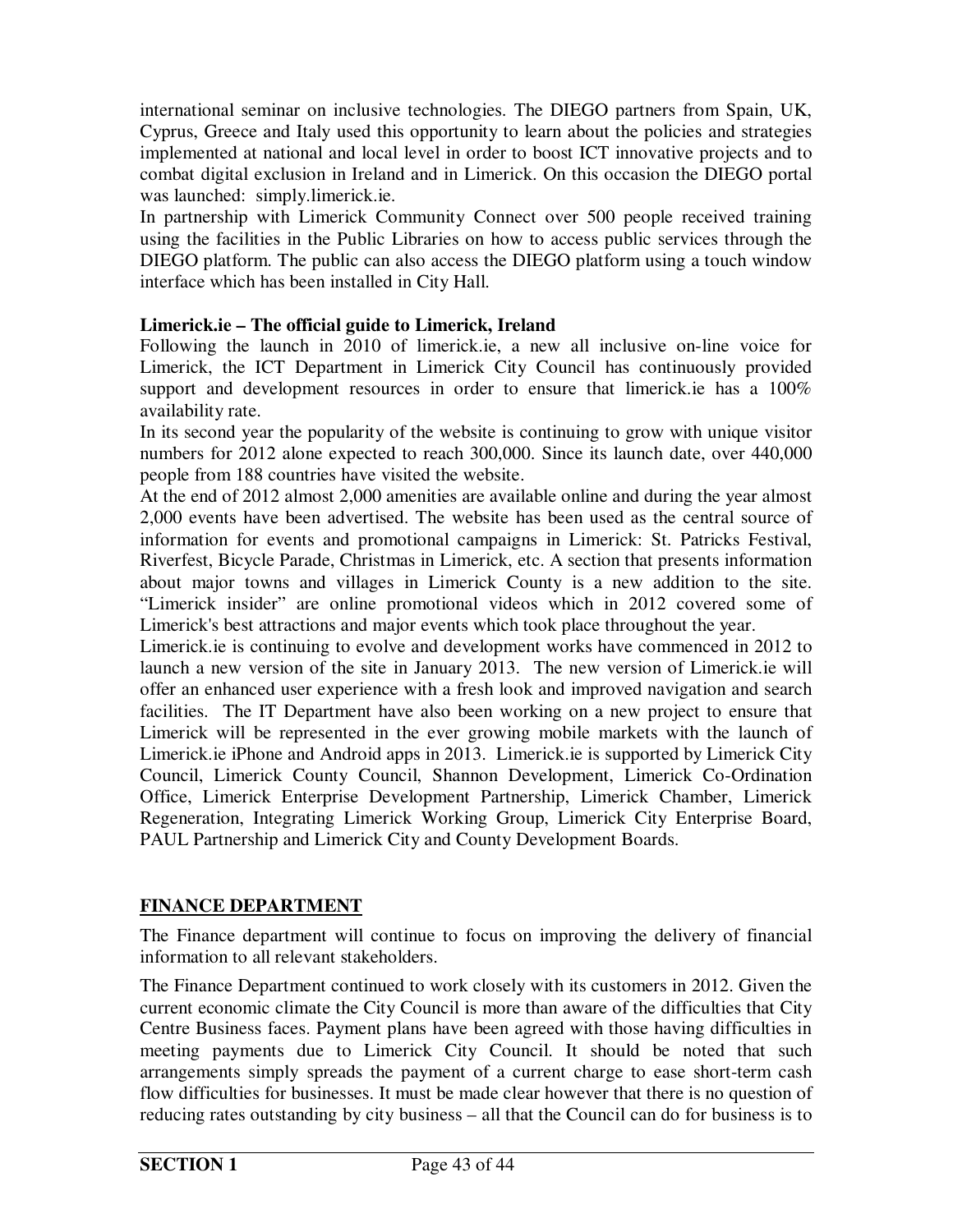international seminar on inclusive technologies. The DIEGO partners from Spain, UK, Cyprus, Greece and Italy used this opportunity to learn about the policies and strategies implemented at national and local level in order to boost ICT innovative projects and to combat digital exclusion in Ireland and in Limerick. On this occasion the DIEGO portal was launched: simply.limerick.ie.

In partnership with Limerick Community Connect over 500 people received training using the facilities in the Public Libraries on how to access public services through the DIEGO platform. The public can also access the DIEGO platform using a touch window interface which has been installed in City Hall.

**Limerick.ie – The official guide to Limerick, Ireland**

Following the launch in 2010 of limerick.ie, a new all inclusive on-line voice for Limerick, the ICT Department in Limerick City Council has continuously provided support and development resources in order to ensure that limerick.ie has a 100% availability rate.

In its second year the popularity of the website is continuing to grow with unique visitor numbers for 2012 alone expected to reach 300,000. Since its launch date, over 440,000 people from 188 countries have visited the website.

At the end of 2012 almost 2,000 amenities are available online and during the year almost 2,000 events have been advertised. The website has been used as the central source of information for events and promotional campaigns in Limerick: St. Patricks Festival, Riverfest, Bicycle Parade, Christmas in Limerick, etc. A section that presents information about major towns and villages in Limerick County is a new addition to the site. "Limerick insider" are online promotional videos which in 2012 covered some of Limerick's best attractions and major events which took place throughout the year.

Limerick.ie is continuing to evolve and development works have commenced in 2012 to launch a new version of the site in January 2013. The new version of Limerick.ie will offer an enhanced user experience with a fresh look and improved navigation and search facilities. The IT Department have also been working on a new project to ensure that Limerick will be represented in the ever growing mobile markets with the launch of Limerick.ie iPhone and Android apps in 2013. Limerick.ie is supported by Limerick City Council, Limerick County Council, Shannon Development, Limerick Co-Ordination Office, Limerick Enterprise Development Partnership, Limerick Chamber, Limerick Regeneration, Integrating Limerick Working Group, Limerick City Enterprise Board, PAUL Partnership and Limerick City and County Development Boards.

## FINANCE DEPARTMENT

The Finance department will continue to focus on improving the delivery of financial information to all relevant stakeholders.

The Finance Department continued to work closely with its customers in 2012. Given the current economic climate the City Council is more than aware of the difficulties that City Centre Business faces. Payment plans have been agreed with those having difficulties in meeting payments due to Limerick City Council. It should be noted that such arrangements simply spreads the payment of a current charge to ease short-term cash flow difficulties for businesses. It must be made clear however that there is no question of reducing rates outstanding by city business – all that the Council can do for business is to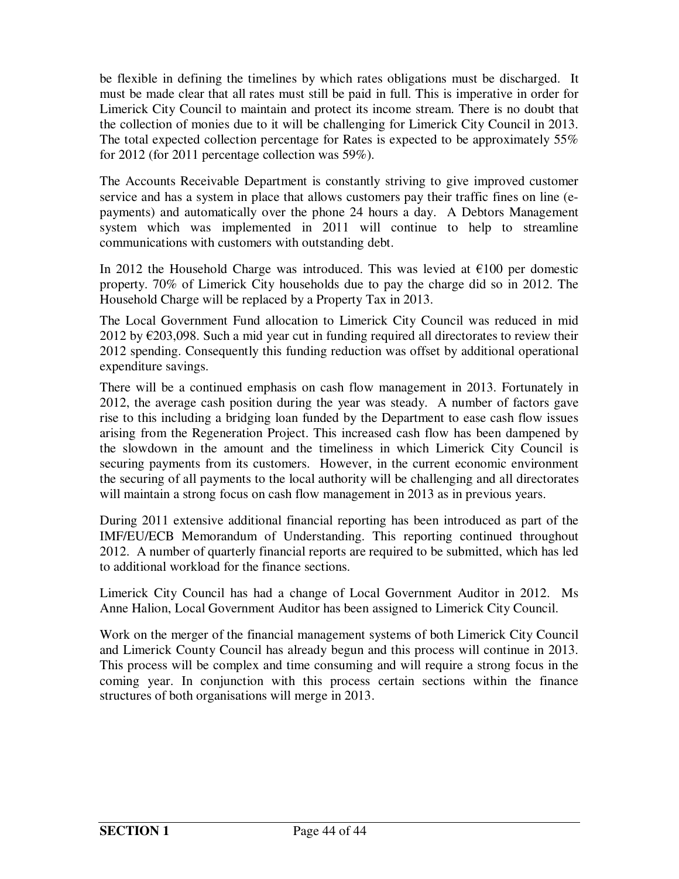be flexible in defining the timelines by which rates obligations must be discharged. It must be made clear that all rates must still be paid in full. This is imperative in order for Limerick City Council to maintain and protect its income stream. There is no doubt that the collection of monies due to it will be challenging for Limerick City Council in 2013. The total expected collection percentage for Rates is expected to be approximately 55% for 2012 (for 2011 percentage collection was 59%).

The Accounts Receivable Department is constantly striving to give improved customer service and has a system in place that allows customers pay their traffic fines on line (e-payments) and automatically over the phone 24 hours a day. A Debtors Management system which was implemented in 2011 will continue to help to streamline communications with customers with outstanding debt.

In 2012 the Household Charge was introduced. This was levied at €100 per domestic property. 70% of Limerick City households due to pay the charge did so in 2012. The Household Charge will be replaced by a Property Tax in 2013.

The Local Government Fund allocation to Limerick City Council was reduced in mid 2012 by €203,098. Such a mid year cut in funding required all directorates to review their 2012 spending. Consequently this funding reduction was offset by additional operational expenditure savings.

There will be a continued emphasis on cash flow management in 2013. Fortunately in 2012, the average cash position during the year was steady. A number of factors gave rise to this including a bridging loan funded by the Department to ease cash flow issues arising from the Regeneration Project. This increased cash flow has been dampened by the slowdown in the amount and the timeliness in which Limerick City Council is securing payments from its customers. However, in the current economic environment the securing of all payments to the local authority will be challenging and all directorates will maintain a strong focus on cash flow management in 2013 as in previous years.

During 2011 extensive additional financial reporting has been introduced as part of the IMF/EU/ECB Memorandum of Understanding. This reporting continued throughout 2012. A number of quarterly financial reports are required to be submitted, which has led to additional workload for the finance sections.

Limerick City Council has had a change of Local Government Auditor in 2012. Ms Anne Halion, Local Government Auditor has been assigned to Limerick City Council.

Work on the merger of the financial management systems of both Limerick City Council and Limerick County Council has already begun and this process will continue in 2013. This process will be complex and time consuming and will require a strong focus in the coming year. In conjunction with this process certain sections within the finance structures of both organisations will merge in 2013.